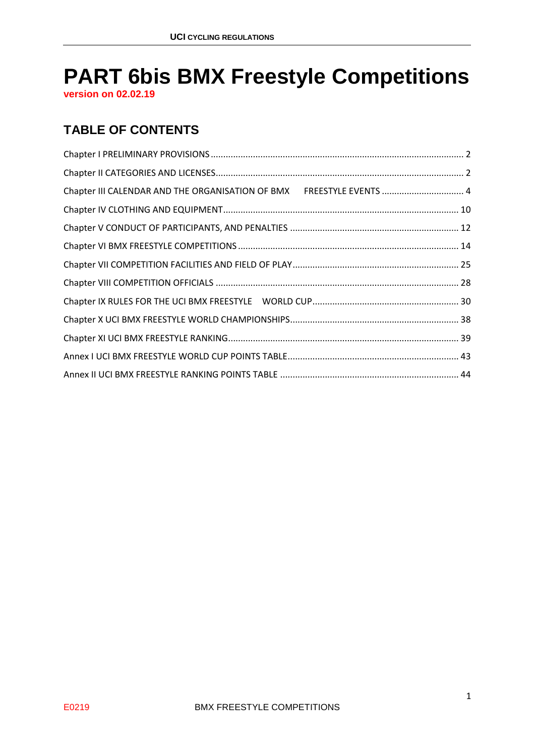# PART 6bis BMX Freestyle Competitions

**version on 02.02.19**

## TABLE OF CONTENTS

Chapter I PRELIMINARY PROVISIONS ..... 2

Chapter II CATEGORIES AND LICENSES ..... 2

Chapter III CALENDAR AND THE ORGANISATION OF BMX FREESTYLE EVENTS ..... 4

Chapter IV CLOTHING AND EQUIPMENT ..... 10

Chapter V CONDUCT OF PARTICIPANTS, AND PENALTIES ..... 12

Chapter VI BMX FREESTYLE COMPETITIONS ..... 14

Chapter VII COMPETITION FACILITIES AND FIELD OF PLAY ..... 25

Chapter VIII COMPETITION OFFICIALS ..... 28

Chapter IX RULES FOR THE UCI BMX FREESTYLE WORLD CUP ..... 30

Chapter X UCI BMX FREESTYLE WORLD CHAMPIONSHIPS ..... 38

Chapter XI UCI BMX FREESTYLE RANKING ..... 39

Annex I UCI BMX FREESTYLE WORLD CUP POINTS TABLE ..... 43

Annex II UCI BMX FREESTYLE RANKING POINTS TABLE ..... 44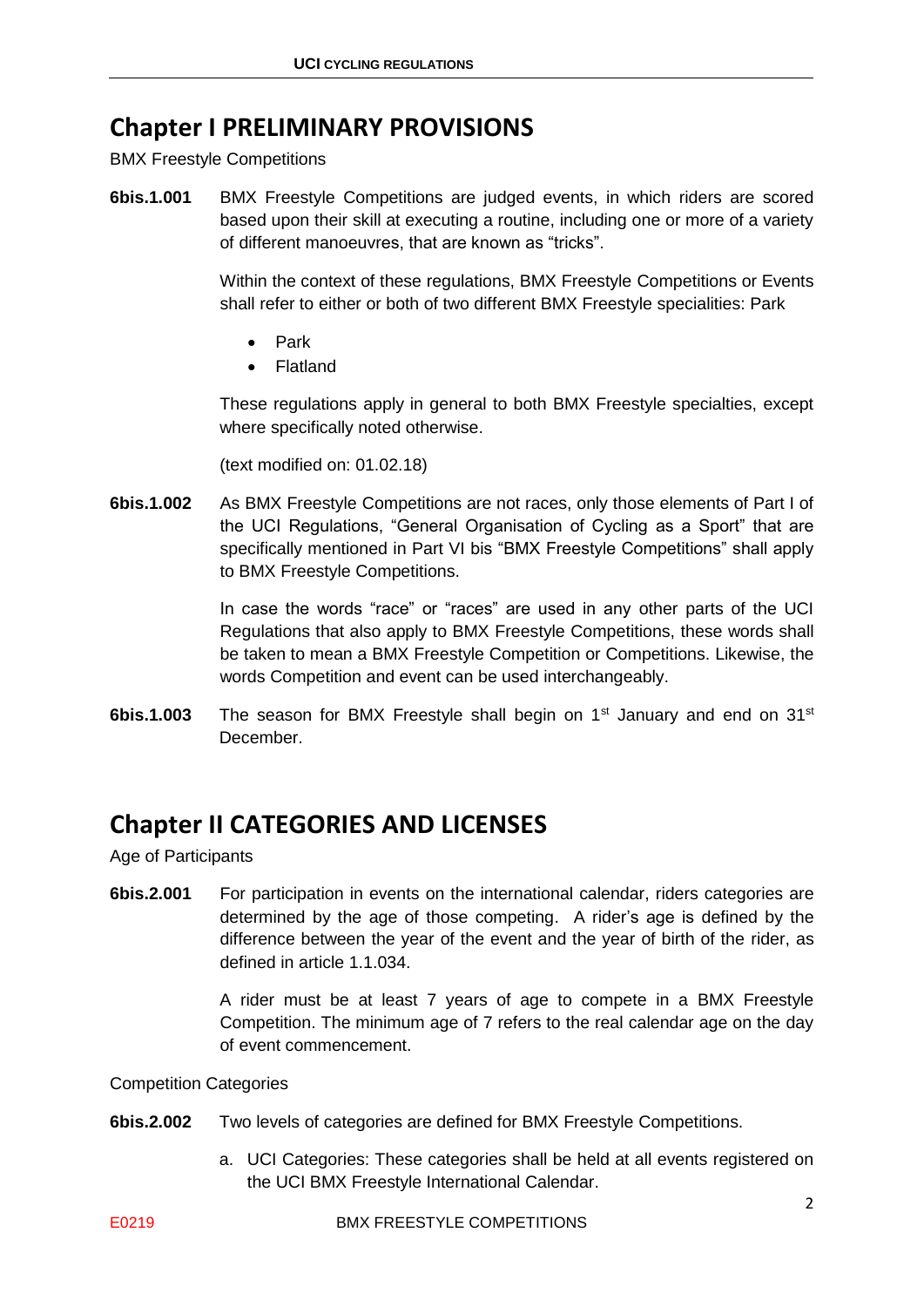# Chapter I PRELIMINARY PROVISIONS

BMX Freestyle Competitions

**6bis.1.001** BMX Freestyle Competitions are judged events, in which riders are scored based upon their skill at executing a routine, including one or more of a variety of different manoeuvres, that are known as "tricks".

Within the context of these regulations, BMX Freestyle Competitions or Events shall refer to either or both of two different BMX Freestyle specialities: Park

- Park
- Flatland

These regulations apply in general to both BMX Freestyle specialties, except where specifically noted otherwise.

(text modified on: 01.02.18)

**6bis.1.002** As BMX Freestyle Competitions are not races, only those elements of Part I of the UCI Regulations, "General Organisation of Cycling as a Sport" that are specifically mentioned in Part VI bis "BMX Freestyle Competitions" shall apply to BMX Freestyle Competitions.

In case the words "race" or "races" are used in any other parts of the UCI Regulations that also apply to BMX Freestyle Competitions, these words shall be taken to mean a BMX Freestyle Competition or Competitions. Likewise, the words Competition and event can be used interchangeably.

**6bis.1.003** The season for BMX Freestyle shall begin on 1st January and end on 31st December.

# Chapter II CATEGORIES AND LICENSES

Age of Participants

**6bis.2.001** For participation in events on the international calendar, riders categories are determined by the age of those competing. A rider's age is defined by the difference between the year of the event and the year of birth of the rider, as defined in article 1.1.034.

A rider must be at least 7 years of age to compete in a BMX Freestyle Competition. The minimum age of 7 refers to the real calendar age on the day of event commencement.

Competition Categories

**6bis.2.002** Two levels of categories are defined for BMX Freestyle Competitions.

a. UCI Categories: These categories shall be held at all events registered on the UCI BMX Freestyle International Calendar.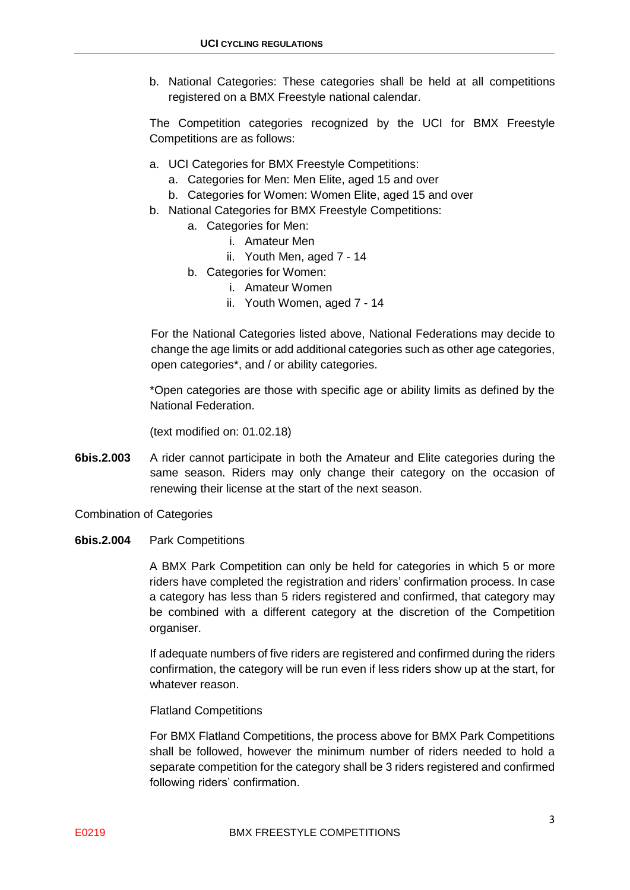b. National Categories: These categories shall be held at all competitions registered on a BMX Freestyle national calendar.

The Competition categories recognized by the UCI for BMX Freestyle Competitions are as follows:

a. UCI Categories for BMX Freestyle Competitions:
    a. Categories for Men: Men Elite, aged 15 and over
    b. Categories for Women: Women Elite, aged 15 and over
b. National Categories for BMX Freestyle Competitions:
    a. Categories for Men:
        i. Amateur Men
        ii. Youth Men, aged 7 - 14
    b. Categories for Women:
        i. Amateur Women
        ii. Youth Women, aged 7 - 14

For the National Categories listed above, National Federations may decide to change the age limits or add additional categories such as other age categories, open categories*, and / or ability categories.

*Open categories are those with specific age or ability limits as defined by the National Federation.

(text modified on: 01.02.18)

**6bis.2.003** A rider cannot participate in both the Amateur and Elite categories during the same season. Riders may only change their category on the occasion of renewing their license at the start of the next season.

Combination of Categories

**6bis.2.004** Park Competitions

A BMX Park Competition can only be held for categories in which 5 or more riders have completed the registration and riders' confirmation process. In case a category has less than 5 riders registered and confirmed, that category may be combined with a different category at the discretion of the Competition organiser.

If adequate numbers of five riders are registered and confirmed during the riders confirmation, the category will be run even if less riders show up at the start, for whatever reason.

Flatland Competitions

For BMX Flatland Competitions, the process above for BMX Park Competitions shall be followed, however the minimum number of riders needed to hold a separate competition for the category shall be 3 riders registered and confirmed following riders' confirmation.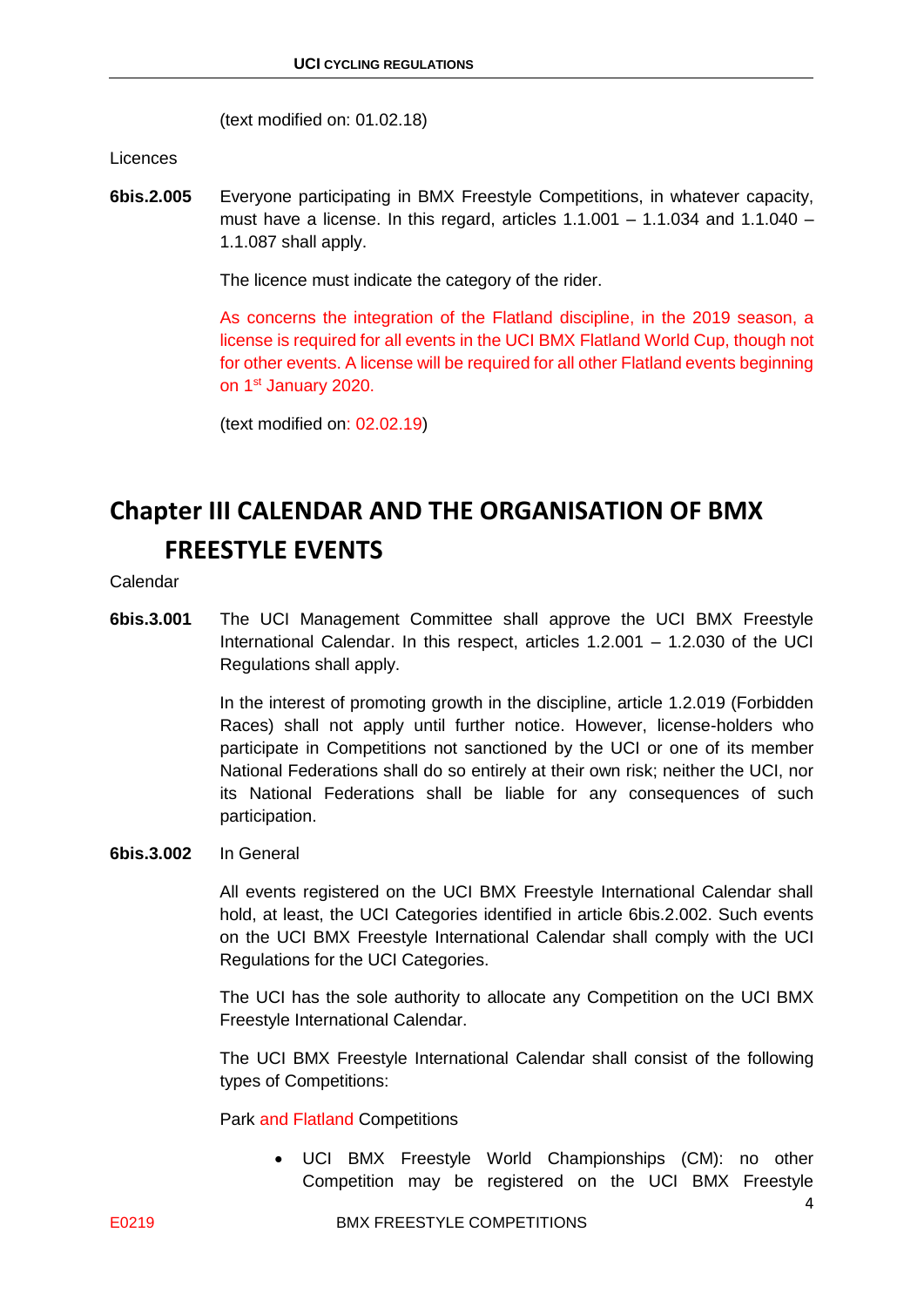(text modified on: 01.02.18)

Licences

**6bis.2.005** Everyone participating in BMX Freestyle Competitions, in whatever capacity, must have a license. In this regard, articles 1.1.001 – 1.1.034 and 1.1.040 – 1.1.087 shall apply.

The licence must indicate the category of the rider.

As concerns the integration of the Flatland discipline, in the 2019 season, a license is required for all events in the UCI BMX Flatland World Cup, though not for other events. A license will be required for all other Flatland events beginning on 1st January 2020.

(text modified on: 02.02.19)

# Chapter III CALENDAR AND THE ORGANISATION OF BMX FREESTYLE EVENTS

Calendar

**6bis.3.001** The UCI Management Committee shall approve the UCI BMX Freestyle International Calendar. In this respect, articles 1.2.001 – 1.2.030 of the UCI Regulations shall apply.

In the interest of promoting growth in the discipline, article 1.2.019 (Forbidden Races) shall not apply until further notice. However, license-holders who participate in Competitions not sanctioned by the UCI or one of its member National Federations shall do so entirely at their own risk; neither the UCI, nor its National Federations shall be liable for any consequences of such participation.

**6bis.3.002** In General

All events registered on the UCI BMX Freestyle International Calendar shall hold, at least, the UCI Categories identified in article 6bis.2.002. Such events on the UCI BMX Freestyle International Calendar shall comply with the UCI Regulations for the UCI Categories.

The UCI has the sole authority to allocate any Competition on the UCI BMX Freestyle International Calendar.

The UCI BMX Freestyle International Calendar shall consist of the following types of Competitions:

Park and Flatland Competitions

- UCI BMX Freestyle World Championships (CM): no other Competition may be registered on the UCI BMX Freestyle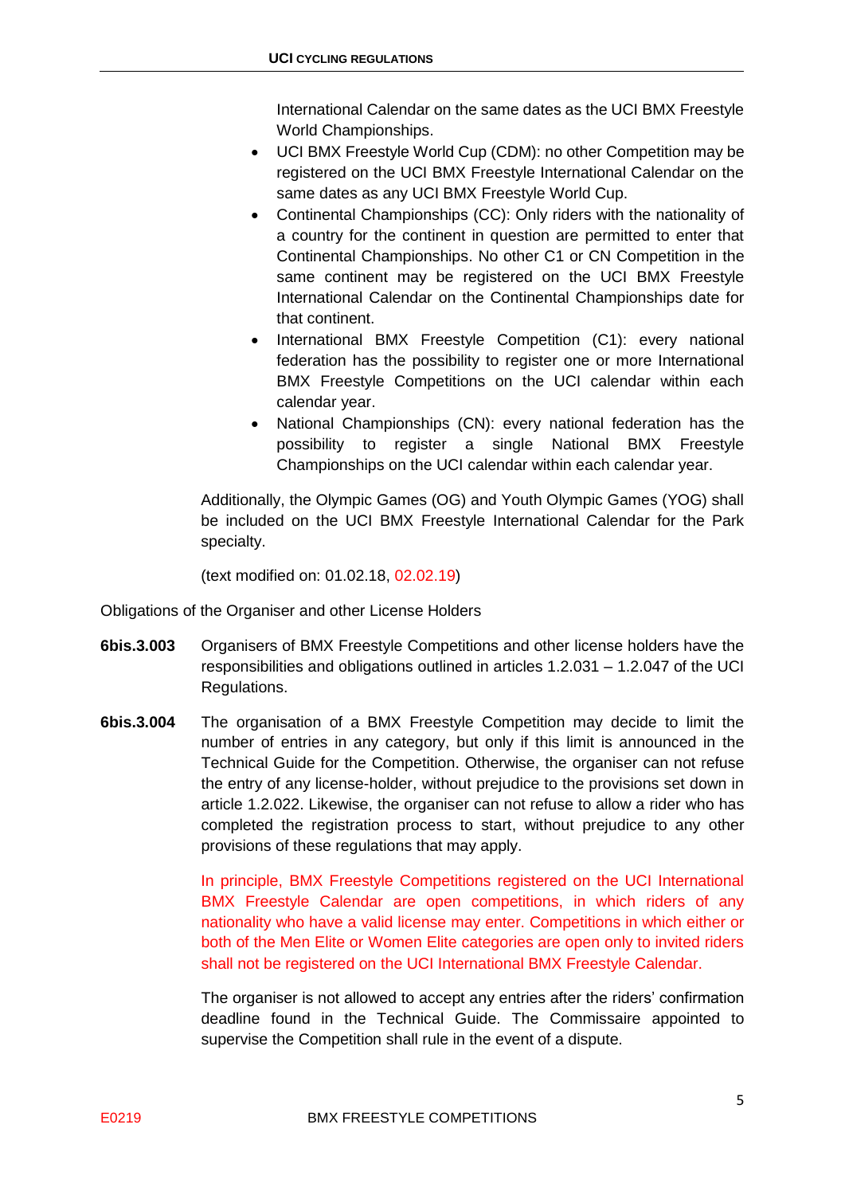International Calendar on the same dates as the UCI BMX Freestyle World Championships.

- UCI BMX Freestyle World Cup (CDM): no other Competition may be registered on the UCI BMX Freestyle International Calendar on the same dates as any UCI BMX Freestyle World Cup.
- Continental Championships (CC): Only riders with the nationality of a country for the continent in question are permitted to enter that Continental Championships. No other C1 or CN Competition in the same continent may be registered on the UCI BMX Freestyle International Calendar on the Continental Championships date for that continent.
- International BMX Freestyle Competition (C1): every national federation has the possibility to register one or more International BMX Freestyle Competitions on the UCI calendar within each calendar year.
- National Championships (CN): every national federation has the possibility to register a single National BMX Freestyle Championships on the UCI calendar within each calendar year.

Additionally, the Olympic Games (OG) and Youth Olympic Games (YOG) shall be included on the UCI BMX Freestyle International Calendar for the Park specialty.

(text modified on: 01.02.18, 02.02.19)

Obligations of the Organiser and other License Holders

**6bis.3.003** Organisers of BMX Freestyle Competitions and other license holders have the responsibilities and obligations outlined in articles 1.2.031 – 1.2.047 of the UCI Regulations.

**6bis.3.004** The organisation of a BMX Freestyle Competition may decide to limit the number of entries in any category, but only if this limit is announced in the Technical Guide for the Competition. Otherwise, the organiser can not refuse the entry of any license-holder, without prejudice to the provisions set down in article 1.2.022. Likewise, the organiser can not refuse to allow a rider who has completed the registration process to start, without prejudice to any other provisions of these regulations that may apply.

In principle, BMX Freestyle Competitions registered on the UCI International BMX Freestyle Calendar are open competitions, in which riders of any nationality who have a valid license may enter. Competitions in which either or both of the Men Elite or Women Elite categories are open only to invited riders shall not be registered on the UCI International BMX Freestyle Calendar.

The organiser is not allowed to accept any entries after the riders' confirmation deadline found in the Technical Guide. The Commissaire appointed to supervise the Competition shall rule in the event of a dispute.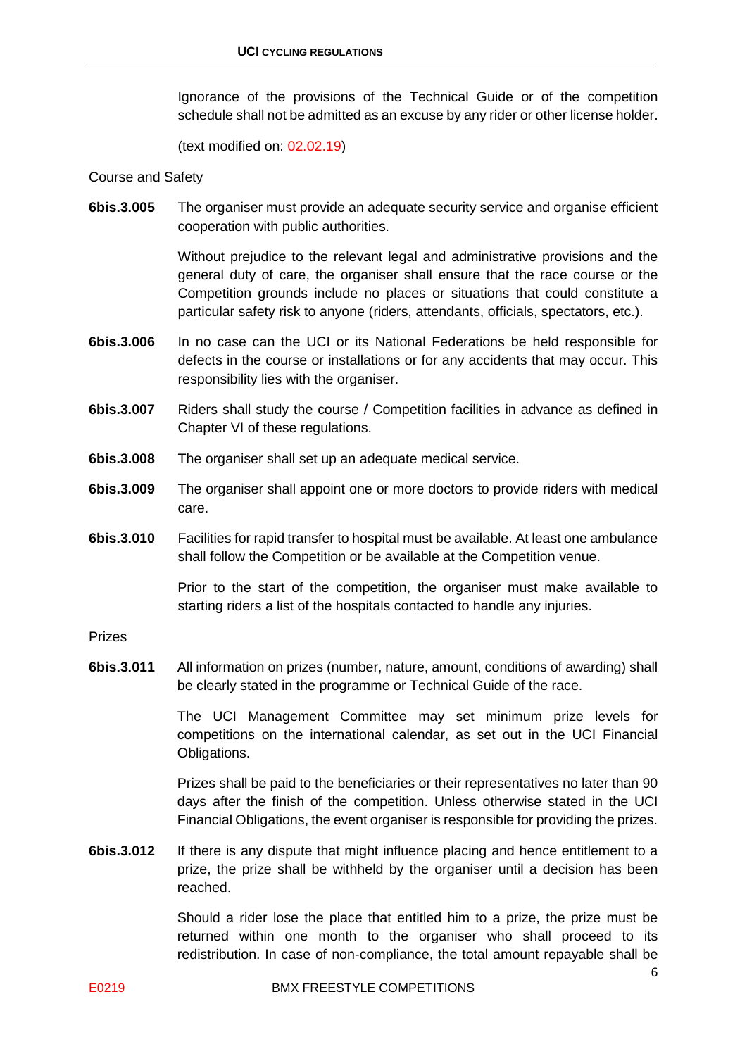Ignorance of the provisions of the Technical Guide or of the competition schedule shall not be admitted as an excuse by any rider or other license holder.

(text modified on: 02.02.19)

Course and Safety

**6bis.3.005** The organiser must provide an adequate security service and organise efficient cooperation with public authorities.

Without prejudice to the relevant legal and administrative provisions and the general duty of care, the organiser shall ensure that the race course or the Competition grounds include no places or situations that could constitute a particular safety risk to anyone (riders, attendants, officials, spectators, etc.).

**6bis.3.006** In no case can the UCI or its National Federations be held responsible for defects in the course or installations or for any accidents that may occur. This responsibility lies with the organiser.

**6bis.3.007** Riders shall study the course / Competition facilities in advance as defined in Chapter VI of these regulations.

**6bis.3.008** The organiser shall set up an adequate medical service.

**6bis.3.009** The organiser shall appoint one or more doctors to provide riders with medical care.

**6bis.3.010** Facilities for rapid transfer to hospital must be available. At least one ambulance shall follow the Competition or be available at the Competition venue.

Prior to the start of the competition, the organiser must make available to starting riders a list of the hospitals contacted to handle any injuries.

Prizes

**6bis.3.011** All information on prizes (number, nature, amount, conditions of awarding) shall be clearly stated in the programme or Technical Guide of the race.

The UCI Management Committee may set minimum prize levels for competitions on the international calendar, as set out in the UCI Financial Obligations.

Prizes shall be paid to the beneficiaries or their representatives no later than 90 days after the finish of the competition. Unless otherwise stated in the UCI Financial Obligations, the event organiser is responsible for providing the prizes.

**6bis.3.012** If there is any dispute that might influence placing and hence entitlement to a prize, the prize shall be withheld by the organiser until a decision has been reached.

Should a rider lose the place that entitled him to a prize, the prize must be returned within one month to the organiser who shall proceed to its redistribution. In case of non-compliance, the total amount repayable shall be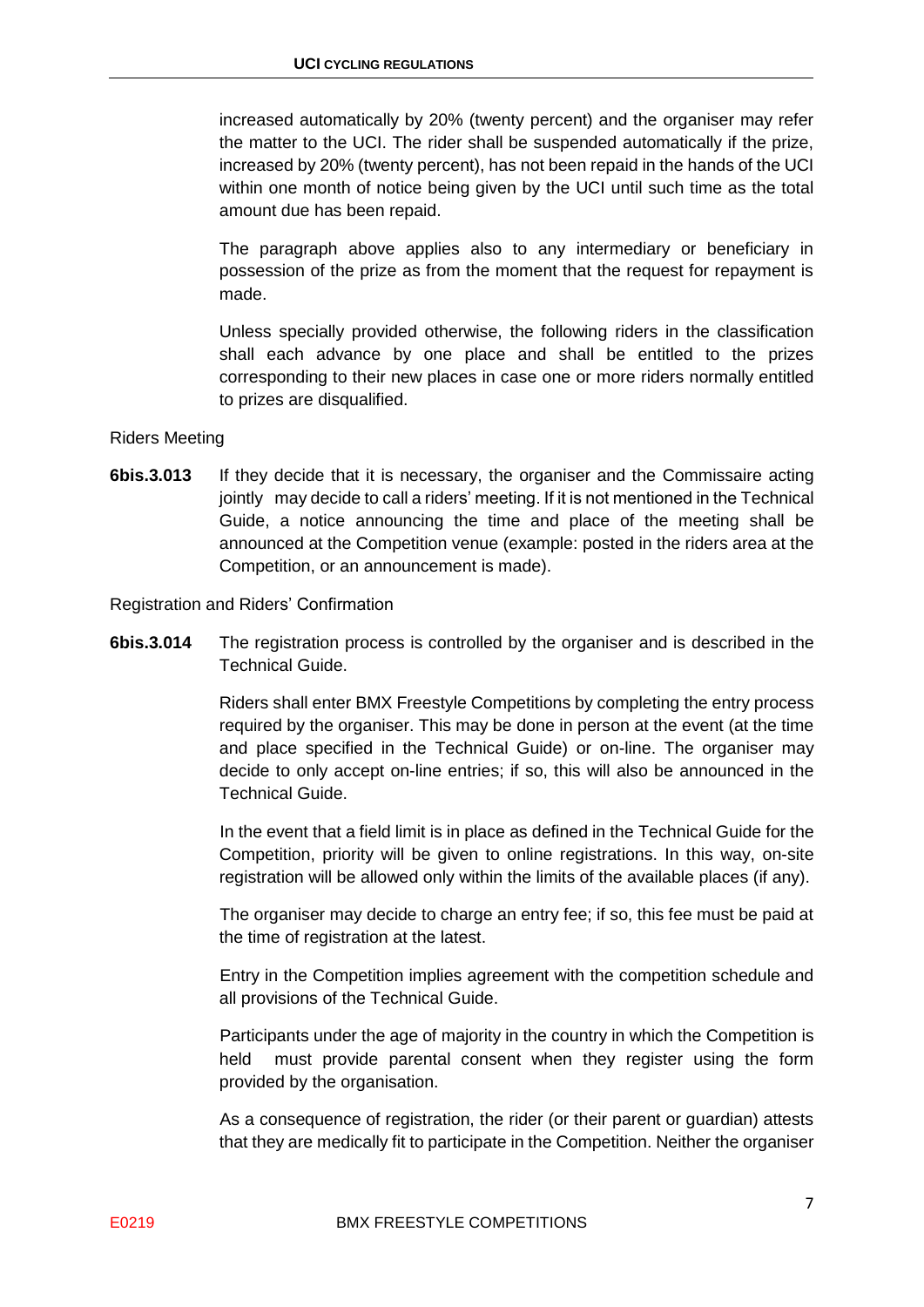increased automatically by 20% (twenty percent) and the organiser may refer the matter to the UCI. The rider shall be suspended automatically if the prize, increased by 20% (twenty percent), has not been repaid in the hands of the UCI within one month of notice being given by the UCI until such time as the total amount due has been repaid.

The paragraph above applies also to any intermediary or beneficiary in possession of the prize as from the moment that the request for repayment is made.

Unless specially provided otherwise, the following riders in the classification shall each advance by one place and shall be entitled to the prizes corresponding to their new places in case one or more riders normally entitled to prizes are disqualified.

Riders Meeting

**6bis.3.013** If they decide that it is necessary, the organiser and the Commissaire acting jointly may decide to call a riders' meeting. If it is not mentioned in the Technical Guide, a notice announcing the time and place of the meeting shall be announced at the Competition venue (example: posted in the riders area at the Competition, or an announcement is made).

Registration and Riders' Confirmation

**6bis.3.014** The registration process is controlled by the organiser and is described in the Technical Guide.

Riders shall enter BMX Freestyle Competitions by completing the entry process required by the organiser. This may be done in person at the event (at the time and place specified in the Technical Guide) or on-line. The organiser may decide to only accept on-line entries; if so, this will also be announced in the Technical Guide.

In the event that a field limit is in place as defined in the Technical Guide for the Competition, priority will be given to online registrations. In this way, on-site registration will be allowed only within the limits of the available places (if any).

The organiser may decide to charge an entry fee; if so, this fee must be paid at the time of registration at the latest.

Entry in the Competition implies agreement with the competition schedule and all provisions of the Technical Guide.

Participants under the age of majority in the country in which the Competition is held must provide parental consent when they register using the form provided by the organisation.

As a consequence of registration, the rider (or their parent or guardian) attests that they are medically fit to participate in the Competition. Neither the organiser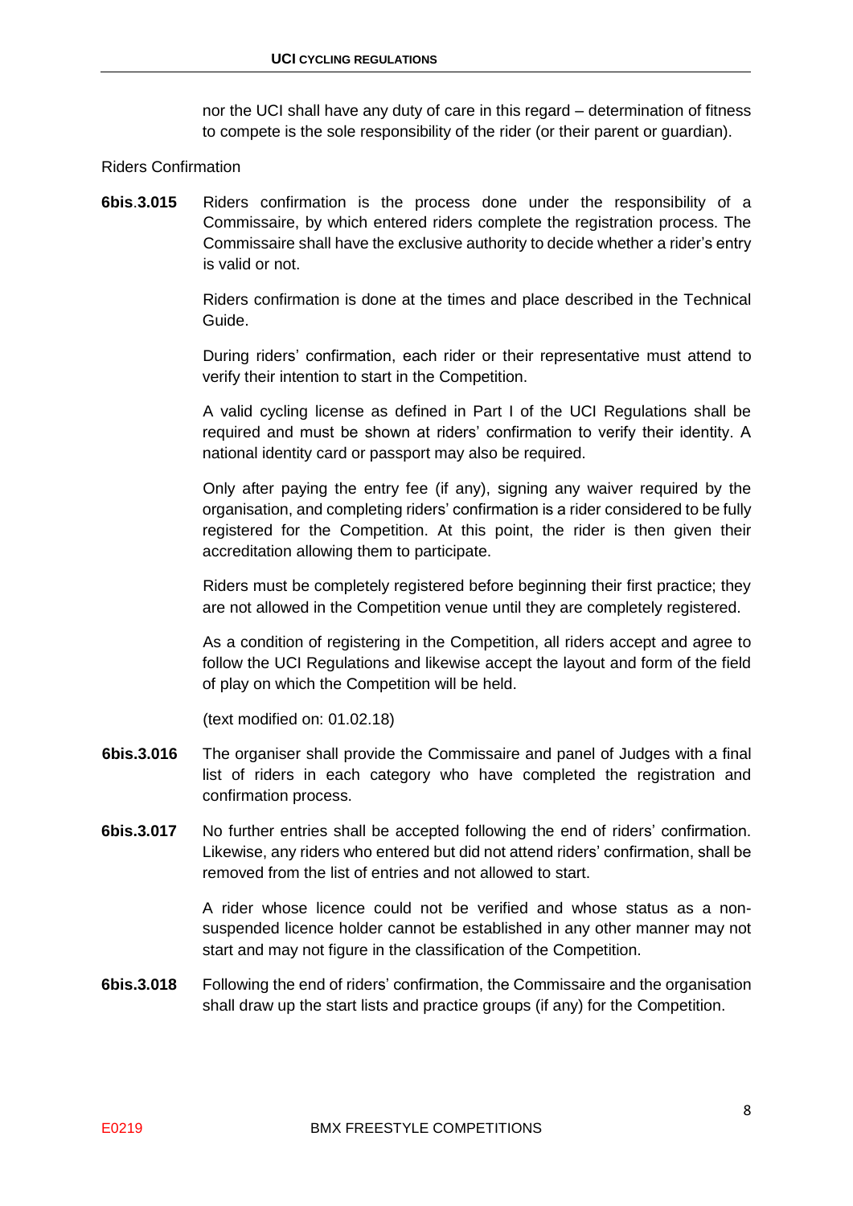nor the UCI shall have any duty of care in this regard – determination of fitness to compete is the sole responsibility of the rider (or their parent or guardian).

Riders Confirmation

**6bis.3.015** Riders confirmation is the process done under the responsibility of a Commissaire, by which entered riders complete the registration process. The Commissaire shall have the exclusive authority to decide whether a rider's entry is valid or not.

Riders confirmation is done at the times and place described in the Technical Guide.

During riders' confirmation, each rider or their representative must attend to verify their intention to start in the Competition.

A valid cycling license as defined in Part I of the UCI Regulations shall be required and must be shown at riders' confirmation to verify their identity. A national identity card or passport may also be required.

Only after paying the entry fee (if any), signing any waiver required by the organisation, and completing riders' confirmation is a rider considered to be fully registered for the Competition. At this point, the rider is then given their accreditation allowing them to participate.

Riders must be completely registered before beginning their first practice; they are not allowed in the Competition venue until they are completely registered.

As a condition of registering in the Competition, all riders accept and agree to follow the UCI Regulations and likewise accept the layout and form of the field of play on which the Competition will be held.

(text modified on: 01.02.18)

**6bis.3.016** The organiser shall provide the Commissaire and panel of Judges with a final list of riders in each category who have completed the registration and confirmation process.

**6bis.3.017** No further entries shall be accepted following the end of riders' confirmation. Likewise, any riders who entered but did not attend riders' confirmation, shall be removed from the list of entries and not allowed to start.

A rider whose licence could not be verified and whose status as a non-suspended licence holder cannot be established in any other manner may not start and may not figure in the classification of the Competition.

**6bis.3.018** Following the end of riders' confirmation, the Commissaire and the organisation shall draw up the start lists and practice groups (if any) for the Competition.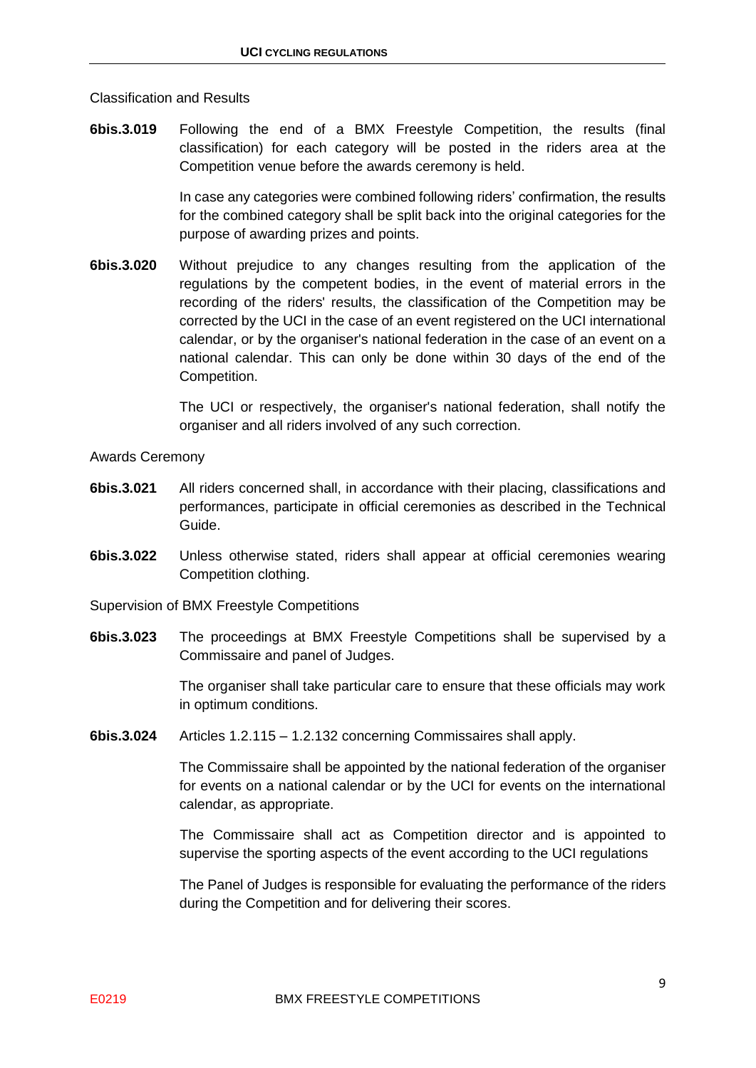Classification and Results

**6bis.3.019** Following the end of a BMX Freestyle Competition, the results (final classification) for each category will be posted in the riders area at the Competition venue before the awards ceremony is held.

In case any categories were combined following riders' confirmation, the results for the combined category shall be split back into the original categories for the purpose of awarding prizes and points.

**6bis.3.020** Without prejudice to any changes resulting from the application of the regulations by the competent bodies, in the event of material errors in the recording of the riders' results, the classification of the Competition may be corrected by the UCI in the case of an event registered on the UCI international calendar, or by the organiser's national federation in the case of an event on a national calendar. This can only be done within 30 days of the end of the Competition.

The UCI or respectively, the organiser's national federation, shall notify the organiser and all riders involved of any such correction.

Awards Ceremony

**6bis.3.021** All riders concerned shall, in accordance with their placing, classifications and performances, participate in official ceremonies as described in the Technical Guide.

**6bis.3.022** Unless otherwise stated, riders shall appear at official ceremonies wearing Competition clothing.

Supervision of BMX Freestyle Competitions

**6bis.3.023** The proceedings at BMX Freestyle Competitions shall be supervised by a Commissaire and panel of Judges.

The organiser shall take particular care to ensure that these officials may work in optimum conditions.

**6bis.3.024** Articles 1.2.115 – 1.2.132 concerning Commissaires shall apply.

The Commissaire shall be appointed by the national federation of the organiser for events on a national calendar or by the UCI for events on the international calendar, as appropriate.

The Commissaire shall act as Competition director and is appointed to supervise the sporting aspects of the event according to the UCI regulations

The Panel of Judges is responsible for evaluating the performance of the riders during the Competition and for delivering their scores.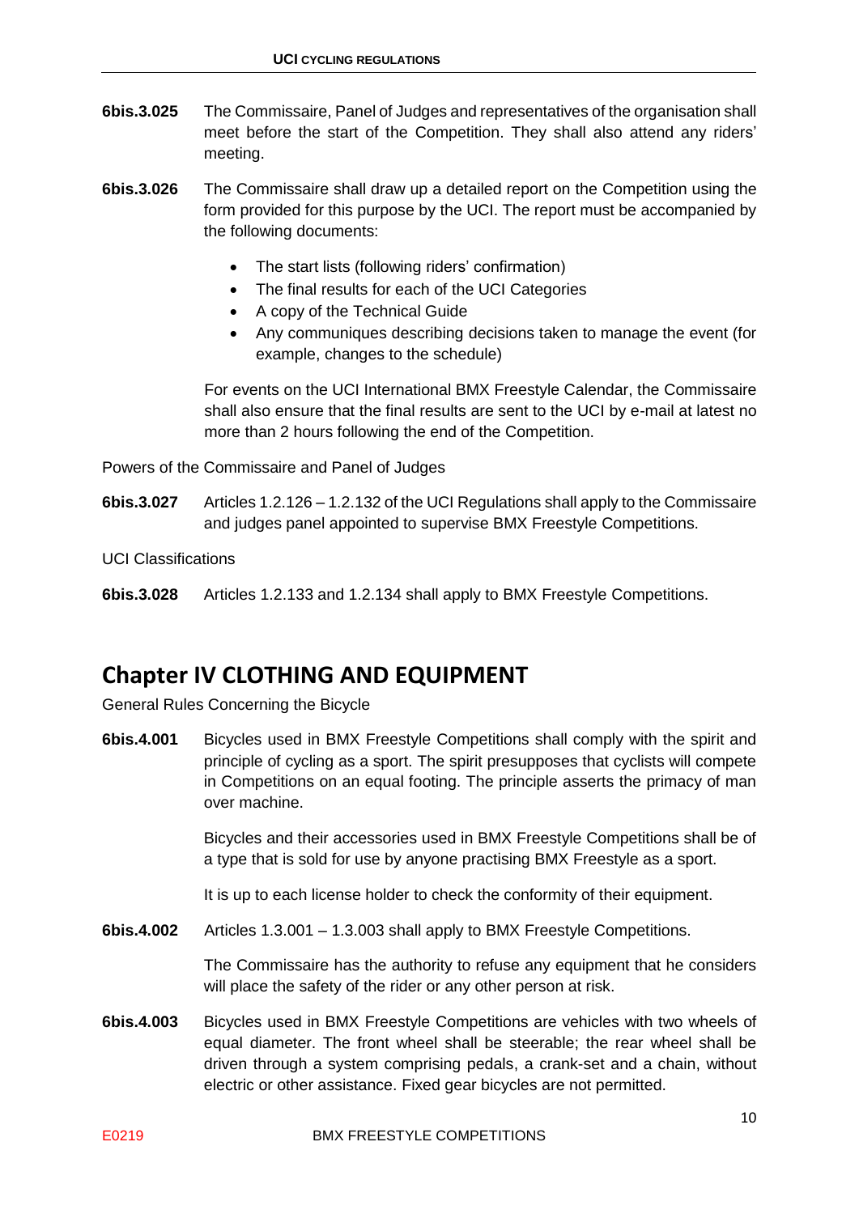**6bis.3.025** The Commissaire, Panel of Judges and representatives of the organisation shall meet before the start of the Competition. They shall also attend any riders' meeting.

**6bis.3.026** The Commissaire shall draw up a detailed report on the Competition using the form provided for this purpose by the UCI. The report must be accompanied by the following documents:

- The start lists (following riders' confirmation)
- The final results for each of the UCI Categories
- A copy of the Technical Guide
- Any communiques describing decisions taken to manage the event (for example, changes to the schedule)

For events on the UCI International BMX Freestyle Calendar, the Commissaire shall also ensure that the final results are sent to the UCI by e-mail at latest no more than 2 hours following the end of the Competition.

Powers of the Commissaire and Panel of Judges

**6bis.3.027** Articles 1.2.126 – 1.2.132 of the UCI Regulations shall apply to the Commissaire and judges panel appointed to supervise BMX Freestyle Competitions.

UCI Classifications

**6bis.3.028** Articles 1.2.133 and 1.2.134 shall apply to BMX Freestyle Competitions.

## Chapter IV CLOTHING AND EQUIPMENT

General Rules Concerning the Bicycle

**6bis.4.001** Bicycles used in BMX Freestyle Competitions shall comply with the spirit and principle of cycling as a sport. The spirit presupposes that cyclists will compete in Competitions on an equal footing. The principle asserts the primacy of man over machine.

Bicycles and their accessories used in BMX Freestyle Competitions shall be of a type that is sold for use by anyone practising BMX Freestyle as a sport.

It is up to each license holder to check the conformity of their equipment.

**6bis.4.002** Articles 1.3.001 – 1.3.003 shall apply to BMX Freestyle Competitions.

The Commissaire has the authority to refuse any equipment that he considers will place the safety of the rider or any other person at risk.

**6bis.4.003** Bicycles used in BMX Freestyle Competitions are vehicles with two wheels of equal diameter. The front wheel shall be steerable; the rear wheel shall be driven through a system comprising pedals, a crank-set and a chain, without electric or other assistance. Fixed gear bicycles are not permitted.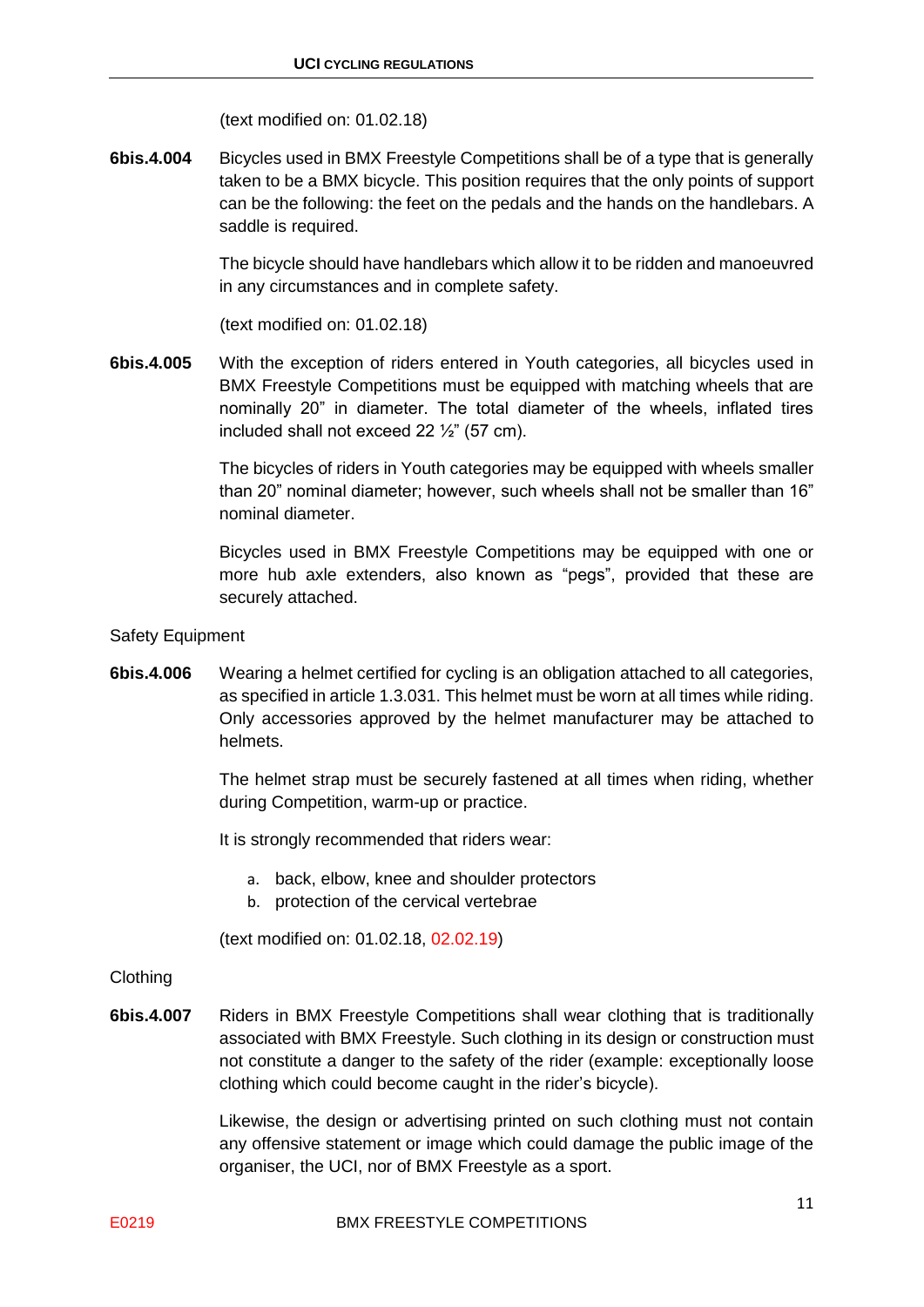(text modified on: 01.02.18)

**6bis.4.004** Bicycles used in BMX Freestyle Competitions shall be of a type that is generally taken to be a BMX bicycle. This position requires that the only points of support can be the following: the feet on the pedals and the hands on the handlebars. A saddle is required.

The bicycle should have handlebars which allow it to be ridden and manoeuvred in any circumstances and in complete safety.

(text modified on: 01.02.18)

**6bis.4.005** With the exception of riders entered in Youth categories, all bicycles used in BMX Freestyle Competitions must be equipped with matching wheels that are nominally 20" in diameter. The total diameter of the wheels, inflated tires included shall not exceed 22 ½" (57 cm).

The bicycles of riders in Youth categories may be equipped with wheels smaller than 20" nominal diameter; however, such wheels shall not be smaller than 16" nominal diameter.

Bicycles used in BMX Freestyle Competitions may be equipped with one or more hub axle extenders, also known as "pegs", provided that these are securely attached.

Safety Equipment

**6bis.4.006** Wearing a helmet certified for cycling is an obligation attached to all categories, as specified in article 1.3.031. This helmet must be worn at all times while riding. Only accessories approved by the helmet manufacturer may be attached to helmets.

The helmet strap must be securely fastened at all times when riding, whether during Competition, warm-up or practice.

It is strongly recommended that riders wear:

a. back, elbow, knee and shoulder protectors
b. protection of the cervical vertebrae

(text modified on: 01.02.18, 02.02.19)

Clothing

**6bis.4.007** Riders in BMX Freestyle Competitions shall wear clothing that is traditionally associated with BMX Freestyle. Such clothing in its design or construction must not constitute a danger to the safety of the rider (example: exceptionally loose clothing which could become caught in the rider's bicycle).

Likewise, the design or advertising printed on such clothing must not contain any offensive statement or image which could damage the public image of the organiser, the UCI, nor of BMX Freestyle as a sport.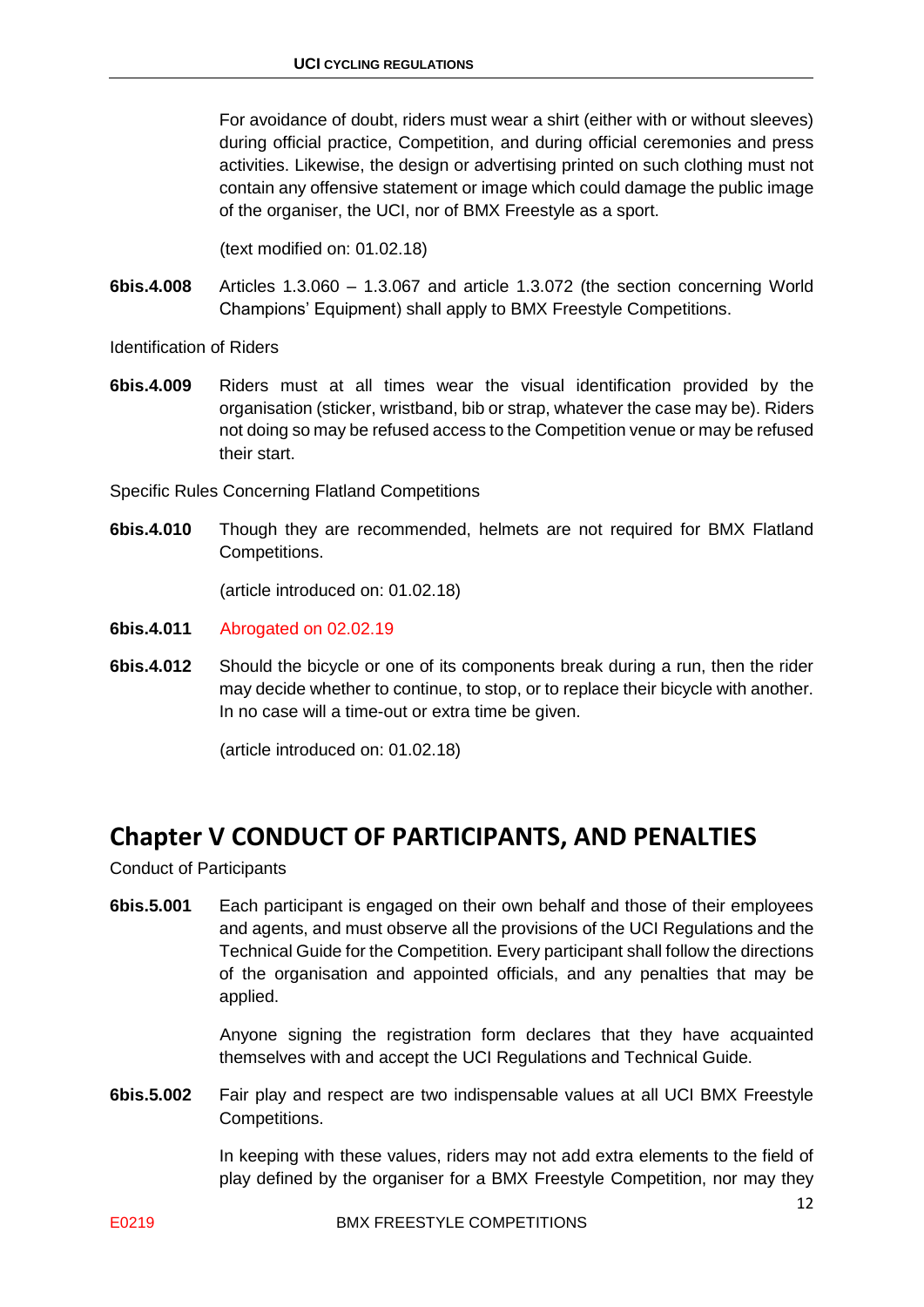For avoidance of doubt, riders must wear a shirt (either with or without sleeves) during official practice, Competition, and during official ceremonies and press activities. Likewise, the design or advertising printed on such clothing must not contain any offensive statement or image which could damage the public image of the organiser, the UCI, nor of BMX Freestyle as a sport.

(text modified on: 01.02.18)

**6bis.4.008** Articles 1.3.060 – 1.3.067 and article 1.3.072 (the section concerning World Champions' Equipment) shall apply to BMX Freestyle Competitions.

Identification of Riders

**6bis.4.009** Riders must at all times wear the visual identification provided by the organisation (sticker, wristband, bib or strap, whatever the case may be). Riders not doing so may be refused access to the Competition venue or may be refused their start.

Specific Rules Concerning Flatland Competitions

**6bis.4.010** Though they are recommended, helmets are not required for BMX Flatland Competitions.

(article introduced on: 01.02.18)

**6bis.4.011** Abrogated on 02.02.19

**6bis.4.012** Should the bicycle or one of its components break during a run, then the rider may decide whether to continue, to stop, or to replace their bicycle with another. In no case will a time-out or extra time be given.

(article introduced on: 01.02.18)

## Chapter V CONDUCT OF PARTICIPANTS, AND PENALTIES

Conduct of Participants

**6bis.5.001** Each participant is engaged on their own behalf and those of their employees and agents, and must observe all the provisions of the UCI Regulations and the Technical Guide for the Competition. Every participant shall follow the directions of the organisation and appointed officials, and any penalties that may be applied.

Anyone signing the registration form declares that they have acquainted themselves with and accept the UCI Regulations and Technical Guide.

**6bis.5.002** Fair play and respect are two indispensable values at all UCI BMX Freestyle Competitions.

In keeping with these values, riders may not add extra elements to the field of play defined by the organiser for a BMX Freestyle Competition, nor may they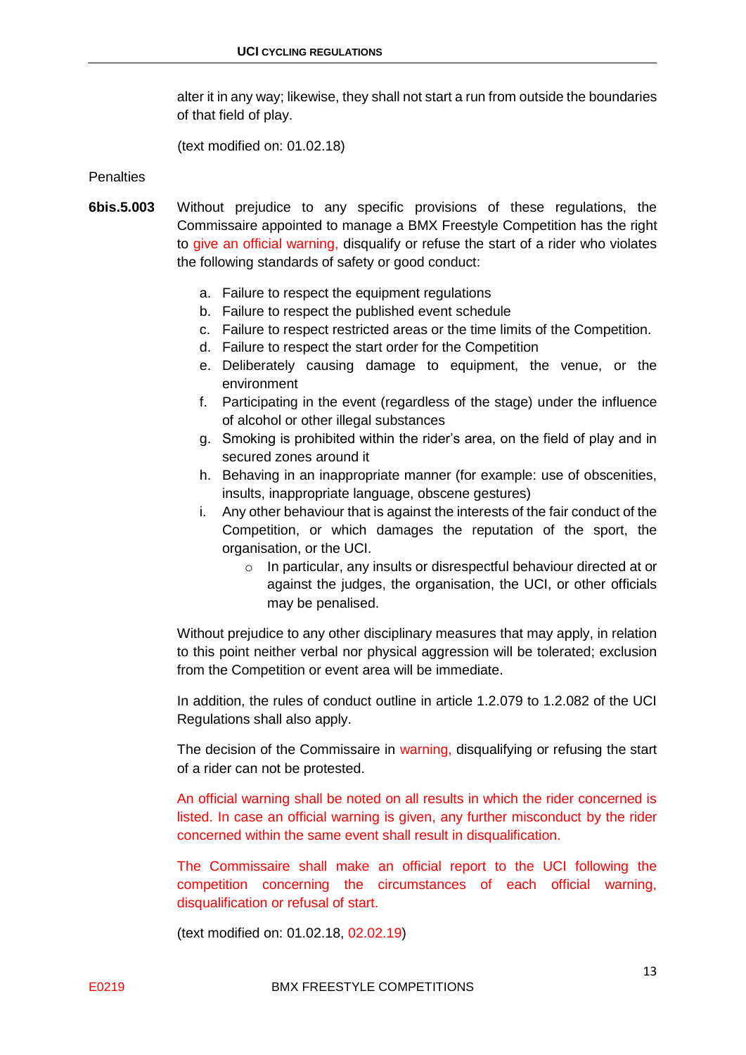alter it in any way; likewise, they shall not start a run from outside the boundaries of that field of play.

(text modified on: 01.02.18)

Penalties

**6bis.5.003** Without prejudice to any specific provisions of these regulations, the Commissaire appointed to manage a BMX Freestyle Competition has the right to give an official warning, disqualify or refuse the start of a rider who violates the following standards of safety or good conduct:

a. Failure to respect the equipment regulations
b. Failure to respect the published event schedule
c. Failure to respect restricted areas or the time limits of the Competition.
d. Failure to respect the start order for the Competition
e. Deliberately causing damage to equipment, the venue, or the environment
f. Participating in the event (regardless of the stage) under the influence of alcohol or other illegal substances
g. Smoking is prohibited within the rider's area, on the field of play and in secured zones around it
h. Behaving in an inappropriate manner (for example: use of obscenities, insults, inappropriate language, obscene gestures)
i. Any other behaviour that is against the interests of the fair conduct of the Competition, or which damages the reputation of the sport, the organisation, or the UCI.
   - In particular, any insults or disrespectful behaviour directed at or against the judges, the organisation, the UCI, or other officials may be penalised.

Without prejudice to any other disciplinary measures that may apply, in relation to this point neither verbal nor physical aggression will be tolerated; exclusion from the Competition or event area will be immediate.

In addition, the rules of conduct outline in article 1.2.079 to 1.2.082 of the UCI Regulations shall also apply.

The decision of the Commissaire in warning, disqualifying or refusing the start of a rider can not be protested.

An official warning shall be noted on all results in which the rider concerned is listed. In case an official warning is given, any further misconduct by the rider concerned within the same event shall result in disqualification.

The Commissaire shall make an official report to the UCI following the competition concerning the circumstances of each official warning, disqualification or refusal of start.

(text modified on: 01.02.18, 02.02.19)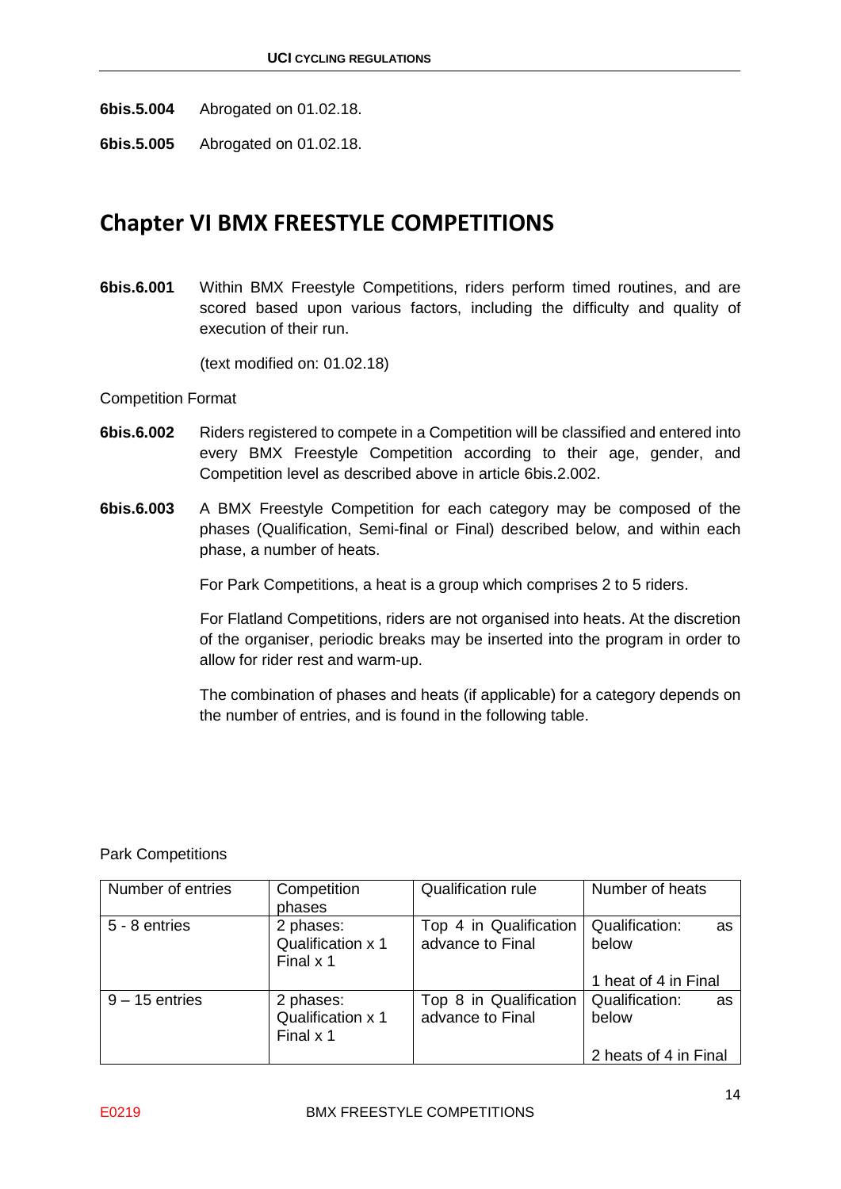**6bis.5.004** Abrogated on 01.02.18.

**6bis.5.005** Abrogated on 01.02.18.

## Chapter VI BMX FREESTYLE COMPETITIONS

**6bis.6.001** Within BMX Freestyle Competitions, riders perform timed routines, and are scored based upon various factors, including the difficulty and quality of execution of their run.

(text modified on: 01.02.18)

Competition Format

**6bis.6.002** Riders registered to compete in a Competition will be classified and entered into every BMX Freestyle Competition according to their age, gender, and Competition level as described above in article 6bis.2.002.

**6bis.6.003** A BMX Freestyle Competition for each category may be composed of the phases (Qualification, Semi-final or Final) described below, and within each phase, a number of heats.

For Park Competitions, a heat is a group which comprises 2 to 5 riders.

For Flatland Competitions, riders are not organised into heats. At the discretion of the organiser, periodic breaks may be inserted into the program in order to allow for rider rest and warm-up.

The combination of phases and heats (if applicable) for a category depends on the number of entries, and is found in the following table.

Park Competitions

| Number of entries | Competition phases | Qualification rule | Number of heats |
|---|---|---|---|
| 5 - 8 entries | 2 phases:<br>Qualification x 1<br>Final x 1 | Top 4 in Qualification advance to Final | Qualification: as below<br><br>1 heat of 4 in Final |
| 9 – 15 entries | 2 phases:<br>Qualification x 1<br>Final x 1 | Top 8 in Qualification advance to Final | Qualification: as below<br><br>2 heats of 4 in Final |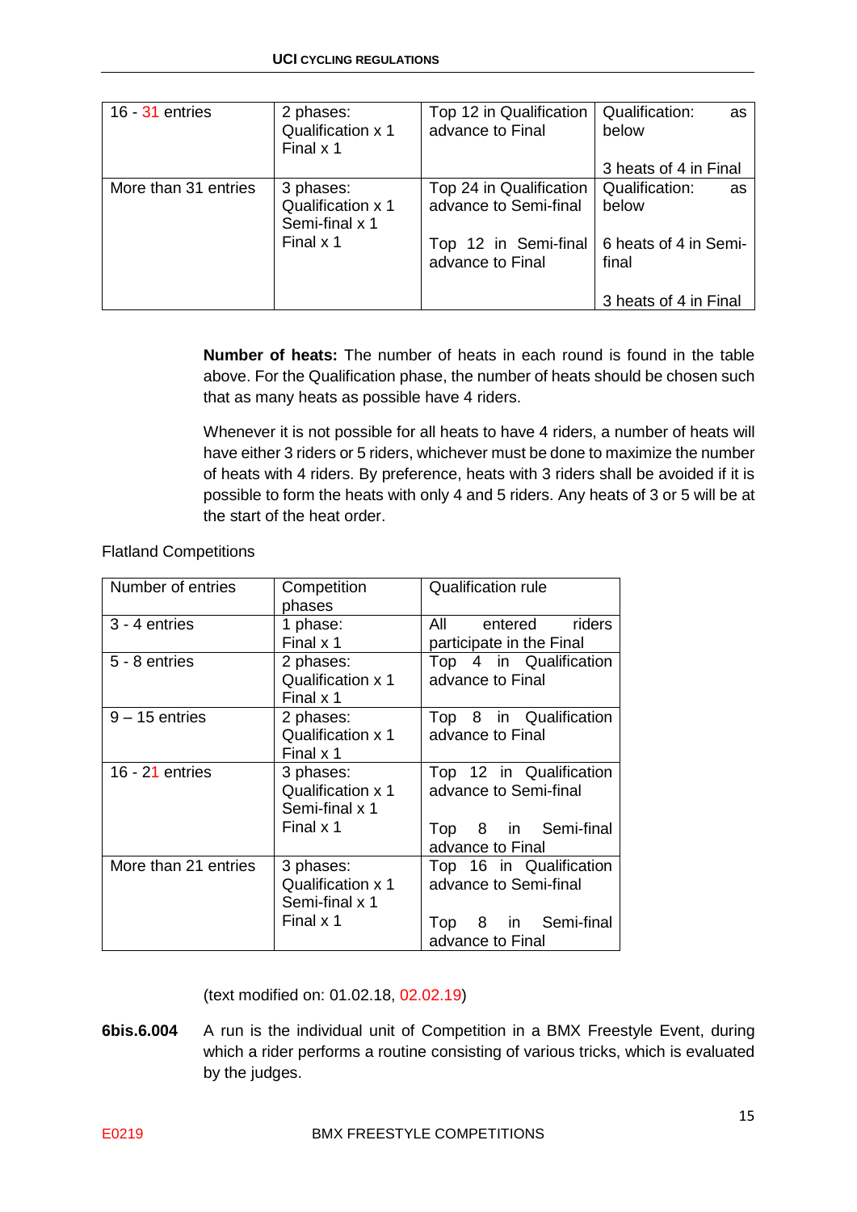| | | | |
|---|---|---|---|
| 16 - 31 entries | 2 phases: Qualification x 1 Final x 1 | Top 12 in Qualification advance to Final | Qualification: as below<br><br>3 heats of 4 in Final |
| More than 31 entries | 3 phases: Qualification x 1 Semi-final x 1 Final x 1 | Top 24 in Qualification advance to Semi-final<br><br>Top 12 in Semi-final advance to Final | Qualification: as below<br><br>6 heats of 4 in Semi-final<br><br>3 heats of 4 in Final |

**Number of heats:** The number of heats in each round is found in the table above. For the Qualification phase, the number of heats should be chosen such that as many heats as possible have 4 riders.

Whenever it is not possible for all heats to have 4 riders, a number of heats will have either 3 riders or 5 riders, whichever must be done to maximize the number of heats with 4 riders. By preference, heats with 3 riders shall be avoided if it is possible to form the heats with only 4 and 5 riders. Any heats of 3 or 5 will be at the start of the heat order.

Flatland Competitions

| Number of entries | Competition phases | Qualification rule |
|---|---|---|
| 3 - 4 entries | 1 phase: Final x 1 | All entered riders participate in the Final |
| 5 - 8 entries | 2 phases: Qualification x 1 Final x 1 | Top 4 in Qualification advance to Final |
| 9 – 15 entries | 2 phases: Qualification x 1 Final x 1 | Top 8 in Qualification advance to Final |
| 16 - 21 entries | 3 phases: Qualification x 1 Semi-final x 1 Final x 1 | Top 12 in Qualification advance to Semi-final<br><br>Top 8 in Semi-final advance to Final |
| More than 21 entries | 3 phases: Qualification x 1 Semi-final x 1 Final x 1 | Top 16 in Qualification advance to Semi-final<br><br>Top 8 in Semi-final advance to Final |

(text modified on: 01.02.18, 02.02.19)

**6bis.6.004** A run is the individual unit of Competition in a BMX Freestyle Event, during which a rider performs a routine consisting of various tricks, which is evaluated by the judges.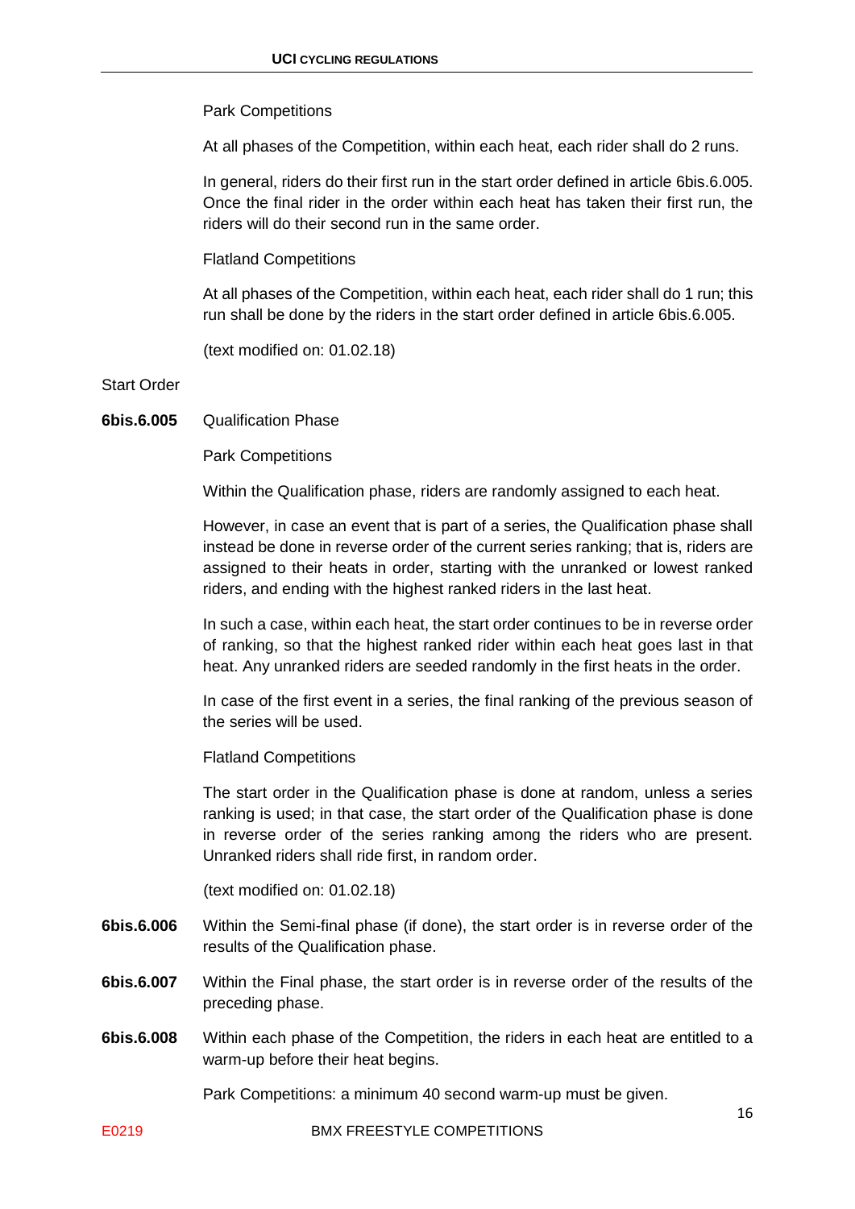Park Competitions

At all phases of the Competition, within each heat, each rider shall do 2 runs.

In general, riders do their first run in the start order defined in article 6bis.6.005. Once the final rider in the order within each heat has taken their first run, the riders will do their second run in the same order.

Flatland Competitions

At all phases of the Competition, within each heat, each rider shall do 1 run; this run shall be done by the riders in the start order defined in article 6bis.6.005.

(text modified on: 01.02.18)

Start Order

**6bis.6.005** Qualification Phase

Park Competitions

Within the Qualification phase, riders are randomly assigned to each heat.

However, in case an event that is part of a series, the Qualification phase shall instead be done in reverse order of the current series ranking; that is, riders are assigned to their heats in order, starting with the unranked or lowest ranked riders, and ending with the highest ranked riders in the last heat.

In such a case, within each heat, the start order continues to be in reverse order of ranking, so that the highest ranked rider within each heat goes last in that heat. Any unranked riders are seeded randomly in the first heats in the order.

In case of the first event in a series, the final ranking of the previous season of the series will be used.

Flatland Competitions

The start order in the Qualification phase is done at random, unless a series ranking is used; in that case, the start order of the Qualification phase is done in reverse order of the series ranking among the riders who are present. Unranked riders shall ride first, in random order.

(text modified on: 01.02.18)

**6bis.6.006** Within the Semi-final phase (if done), the start order is in reverse order of the results of the Qualification phase.

**6bis.6.007** Within the Final phase, the start order is in reverse order of the results of the preceding phase.

**6bis.6.008** Within each phase of the Competition, the riders in each heat are entitled to a warm-up before their heat begins.

Park Competitions: a minimum 40 second warm-up must be given.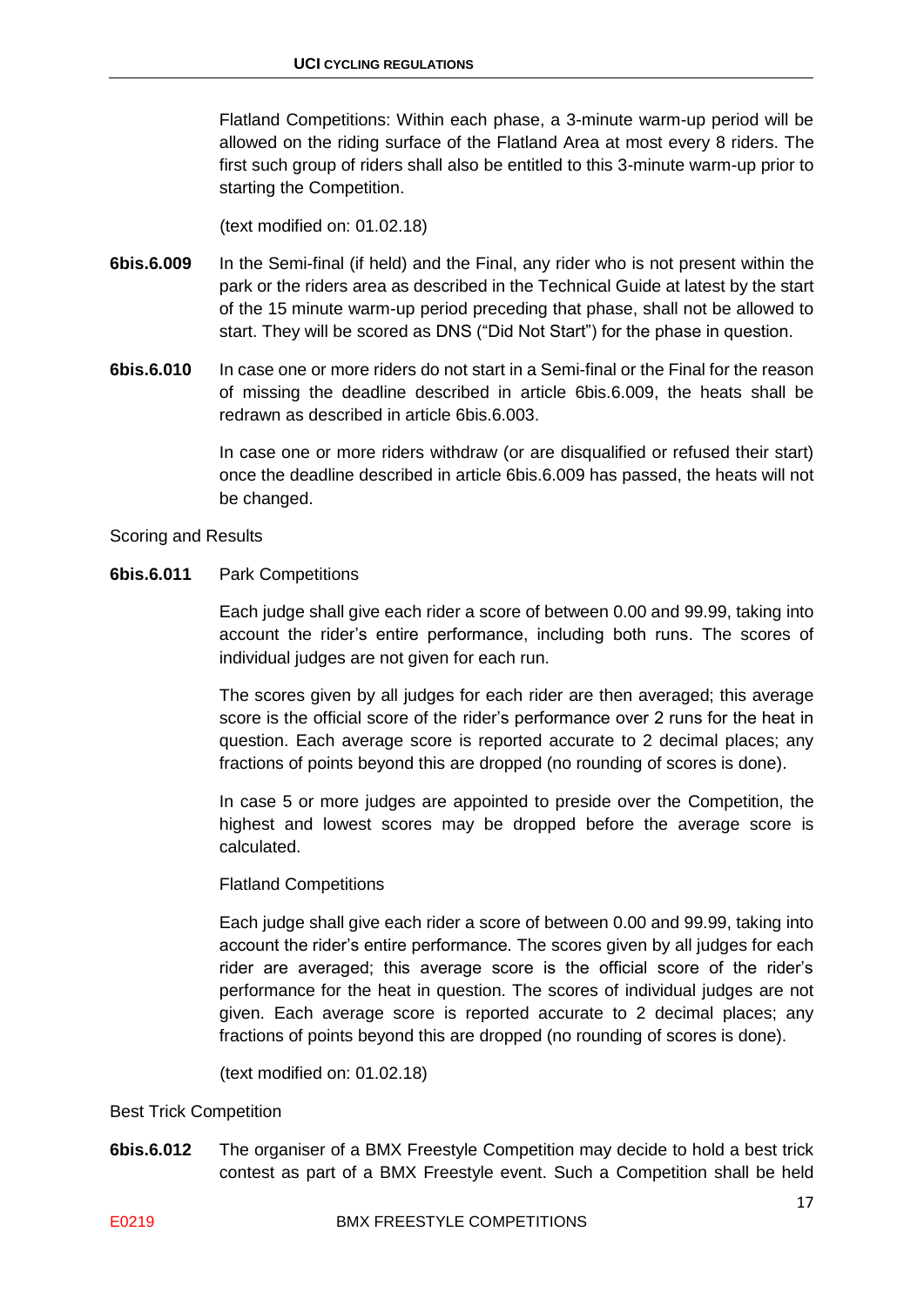Flatland Competitions: Within each phase, a 3-minute warm-up period will be allowed on the riding surface of the Flatland Area at most every 8 riders. The first such group of riders shall also be entitled to this 3-minute warm-up prior to starting the Competition.

(text modified on: 01.02.18)

**6bis.6.009** In the Semi-final (if held) and the Final, any rider who is not present within the park or the riders area as described in the Technical Guide at latest by the start of the 15 minute warm-up period preceding that phase, shall not be allowed to start. They will be scored as DNS ("Did Not Start") for the phase in question.

**6bis.6.010** In case one or more riders do not start in a Semi-final or the Final for the reason of missing the deadline described in article 6bis.6.009, the heats shall be redrawn as described in article 6bis.6.003.

In case one or more riders withdraw (or are disqualified or refused their start) once the deadline described in article 6bis.6.009 has passed, the heats will not be changed.

Scoring and Results

**6bis.6.011** Park Competitions

Each judge shall give each rider a score of between 0.00 and 99.99, taking into account the rider's entire performance, including both runs. The scores of individual judges are not given for each run.

The scores given by all judges for each rider are then averaged; this average score is the official score of the rider's performance over 2 runs for the heat in question. Each average score is reported accurate to 2 decimal places; any fractions of points beyond this are dropped (no rounding of scores is done).

In case 5 or more judges are appointed to preside over the Competition, the highest and lowest scores may be dropped before the average score is calculated.

Flatland Competitions

Each judge shall give each rider a score of between 0.00 and 99.99, taking into account the rider's entire performance. The scores given by all judges for each rider are averaged; this average score is the official score of the rider's performance for the heat in question. The scores of individual judges are not given. Each average score is reported accurate to 2 decimal places; any fractions of points beyond this are dropped (no rounding of scores is done).

(text modified on: 01.02.18)

Best Trick Competition

**6bis.6.012** The organiser of a BMX Freestyle Competition may decide to hold a best trick contest as part of a BMX Freestyle event. Such a Competition shall be held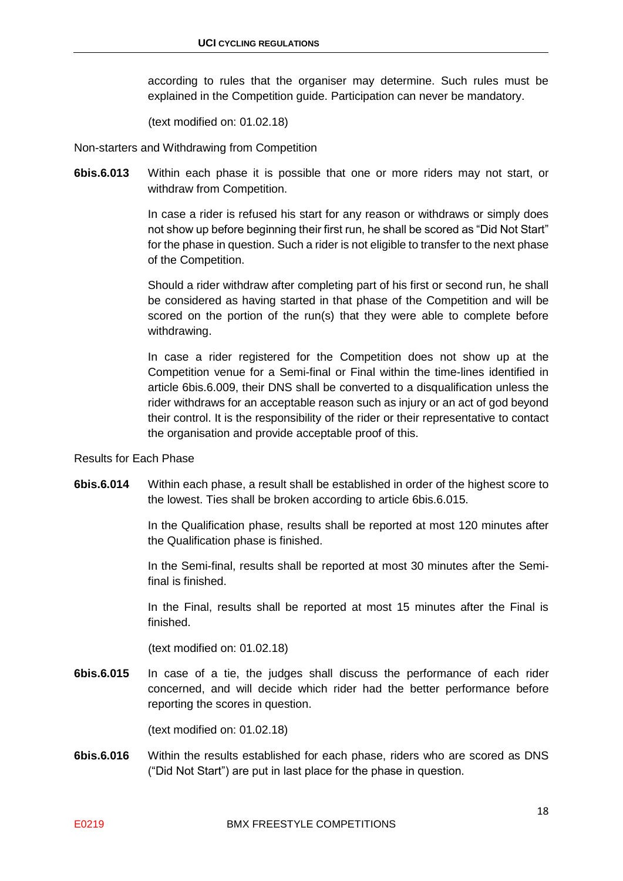according to rules that the organiser may determine. Such rules must be explained in the Competition guide. Participation can never be mandatory.

(text modified on: 01.02.18)

Non-starters and Withdrawing from Competition

**6bis.6.013** Within each phase it is possible that one or more riders may not start, or withdraw from Competition.

In case a rider is refused his start for any reason or withdraws or simply does not show up before beginning their first run, he shall be scored as "Did Not Start" for the phase in question. Such a rider is not eligible to transfer to the next phase of the Competition.

Should a rider withdraw after completing part of his first or second run, he shall be considered as having started in that phase of the Competition and will be scored on the portion of the run(s) that they were able to complete before withdrawing.

In case a rider registered for the Competition does not show up at the Competition venue for a Semi-final or Final within the time-lines identified in article 6bis.6.009, their DNS shall be converted to a disqualification unless the rider withdraws for an acceptable reason such as injury or an act of god beyond their control. It is the responsibility of the rider or their representative to contact the organisation and provide acceptable proof of this.

Results for Each Phase

**6bis.6.014** Within each phase, a result shall be established in order of the highest score to the lowest. Ties shall be broken according to article 6bis.6.015.

In the Qualification phase, results shall be reported at most 120 minutes after the Qualification phase is finished.

In the Semi-final, results shall be reported at most 30 minutes after the Semi-final is finished.

In the Final, results shall be reported at most 15 minutes after the Final is finished.

(text modified on: 01.02.18)

**6bis.6.015** In case of a tie, the judges shall discuss the performance of each rider concerned, and will decide which rider had the better performance before reporting the scores in question.

(text modified on: 01.02.18)

**6bis.6.016** Within the results established for each phase, riders who are scored as DNS ("Did Not Start") are put in last place for the phase in question.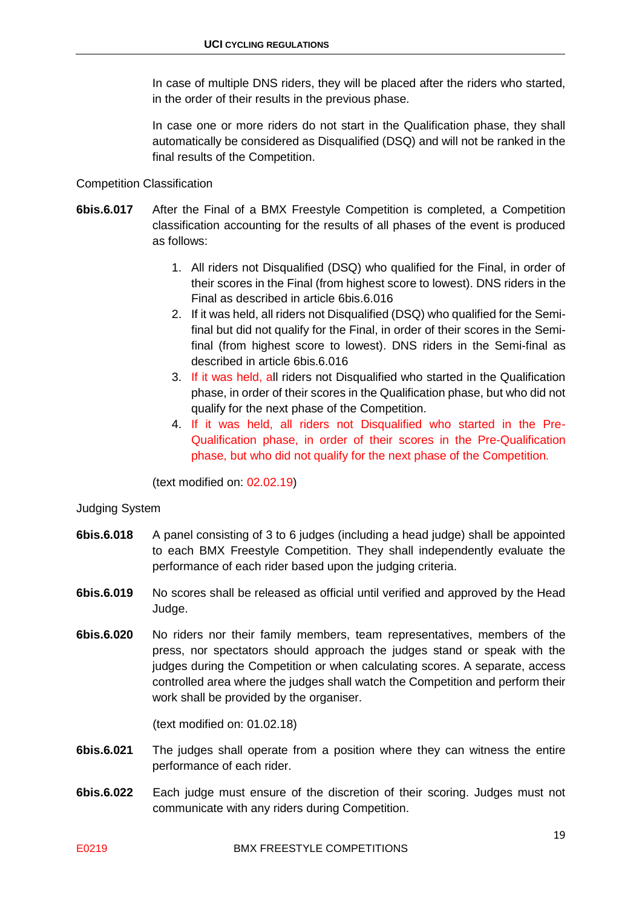In case of multiple DNS riders, they will be placed after the riders who started, in the order of their results in the previous phase.

In case one or more riders do not start in the Qualification phase, they shall automatically be considered as Disqualified (DSQ) and will not be ranked in the final results of the Competition.

Competition Classification

**6bis.6.017** After the Final of a BMX Freestyle Competition is completed, a Competition classification accounting for the results of all phases of the event is produced as follows:

1. All riders not Disqualified (DSQ) who qualified for the Final, in order of their scores in the Final (from highest score to lowest). DNS riders in the Final as described in article 6bis.6.016
2. If it was held, all riders not Disqualified (DSQ) who qualified for the Semi-final but did not qualify for the Final, in order of their scores in the Semi-final (from highest score to lowest). DNS riders in the Semi-final as described in article 6bis.6.016
3. If it was held, all riders not Disqualified who started in the Qualification phase, in order of their scores in the Qualification phase, but who did not qualify for the next phase of the Competition.
4. If it was held, all riders not Disqualified who started in the Pre-Qualification phase, in order of their scores in the Pre-Qualification phase, but who did not qualify for the next phase of the Competition.

(text modified on: 02.02.19)

Judging System

**6bis.6.018** A panel consisting of 3 to 6 judges (including a head judge) shall be appointed to each BMX Freestyle Competition. They shall independently evaluate the performance of each rider based upon the judging criteria.

**6bis.6.019** No scores shall be released as official until verified and approved by the Head Judge.

**6bis.6.020** No riders nor their family members, team representatives, members of the press, nor spectators should approach the judges stand or speak with the judges during the Competition or when calculating scores. A separate, access controlled area where the judges shall watch the Competition and perform their work shall be provided by the organiser.

(text modified on: 01.02.18)

**6bis.6.021** The judges shall operate from a position where they can witness the entire performance of each rider.

**6bis.6.022** Each judge must ensure of the discretion of their scoring. Judges must not communicate with any riders during Competition.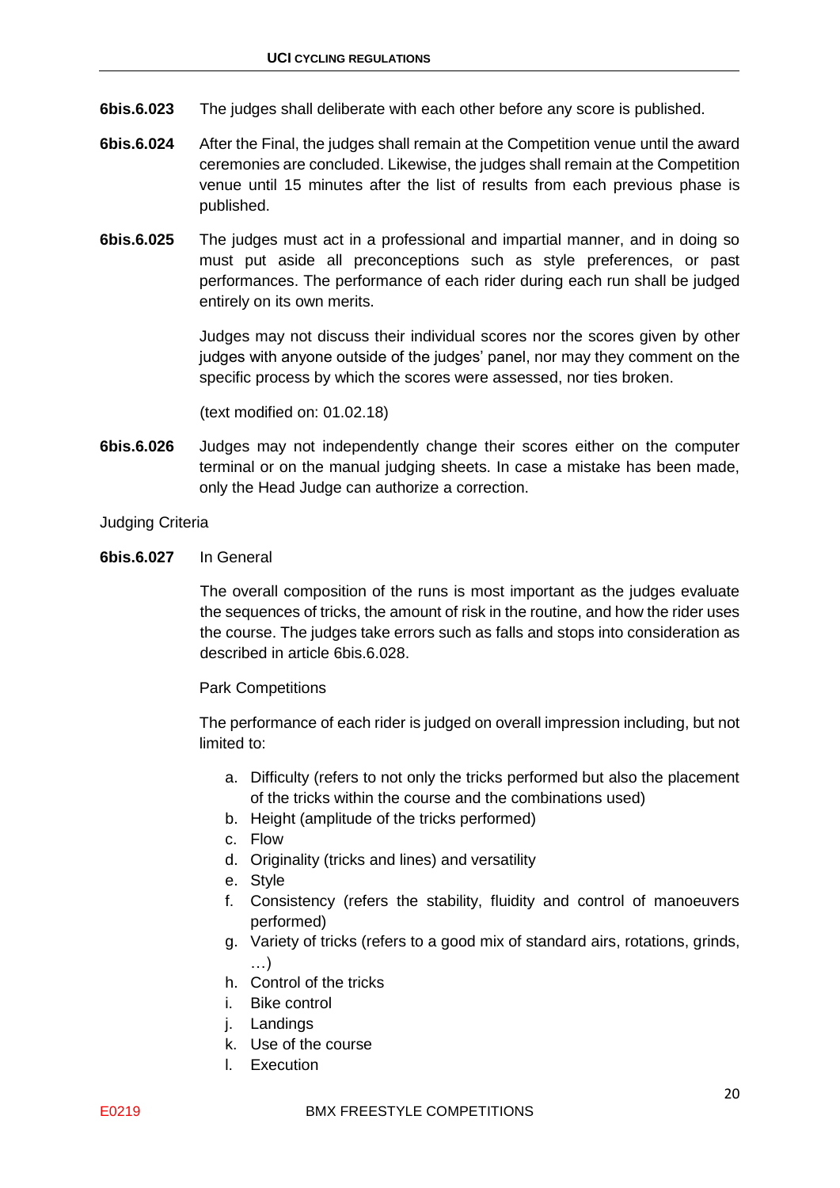**6bis.6.023** The judges shall deliberate with each other before any score is published.

**6bis.6.024** After the Final, the judges shall remain at the Competition venue until the award ceremonies are concluded. Likewise, the judges shall remain at the Competition venue until 15 minutes after the list of results from each previous phase is published.

**6bis.6.025** The judges must act in a professional and impartial manner, and in doing so must put aside all preconceptions such as style preferences, or past performances. The performance of each rider during each run shall be judged entirely on its own merits.

Judges may not discuss their individual scores nor the scores given by other judges with anyone outside of the judges' panel, nor may they comment on the specific process by which the scores were assessed, nor ties broken.

(text modified on: 01.02.18)

**6bis.6.026** Judges may not independently change their scores either on the computer terminal or on the manual judging sheets. In case a mistake has been made, only the Head Judge can authorize a correction.

Judging Criteria

**6bis.6.027** In General

The overall composition of the runs is most important as the judges evaluate the sequences of tricks, the amount of risk in the routine, and how the rider uses the course. The judges take errors such as falls and stops into consideration as described in article 6bis.6.028.

Park Competitions

The performance of each rider is judged on overall impression including, but not limited to:

a. Difficulty (refers to not only the tricks performed but also the placement of the tricks within the course and the combinations used)
b. Height (amplitude of the tricks performed)
c. Flow
d. Originality (tricks and lines) and versatility
e. Style
f. Consistency (refers the stability, fluidity and control of manoeuvers performed)
g. Variety of tricks (refers to a good mix of standard airs, rotations, grinds, …)
h. Control of the tricks
i. Bike control
j. Landings
k. Use of the course
l. Execution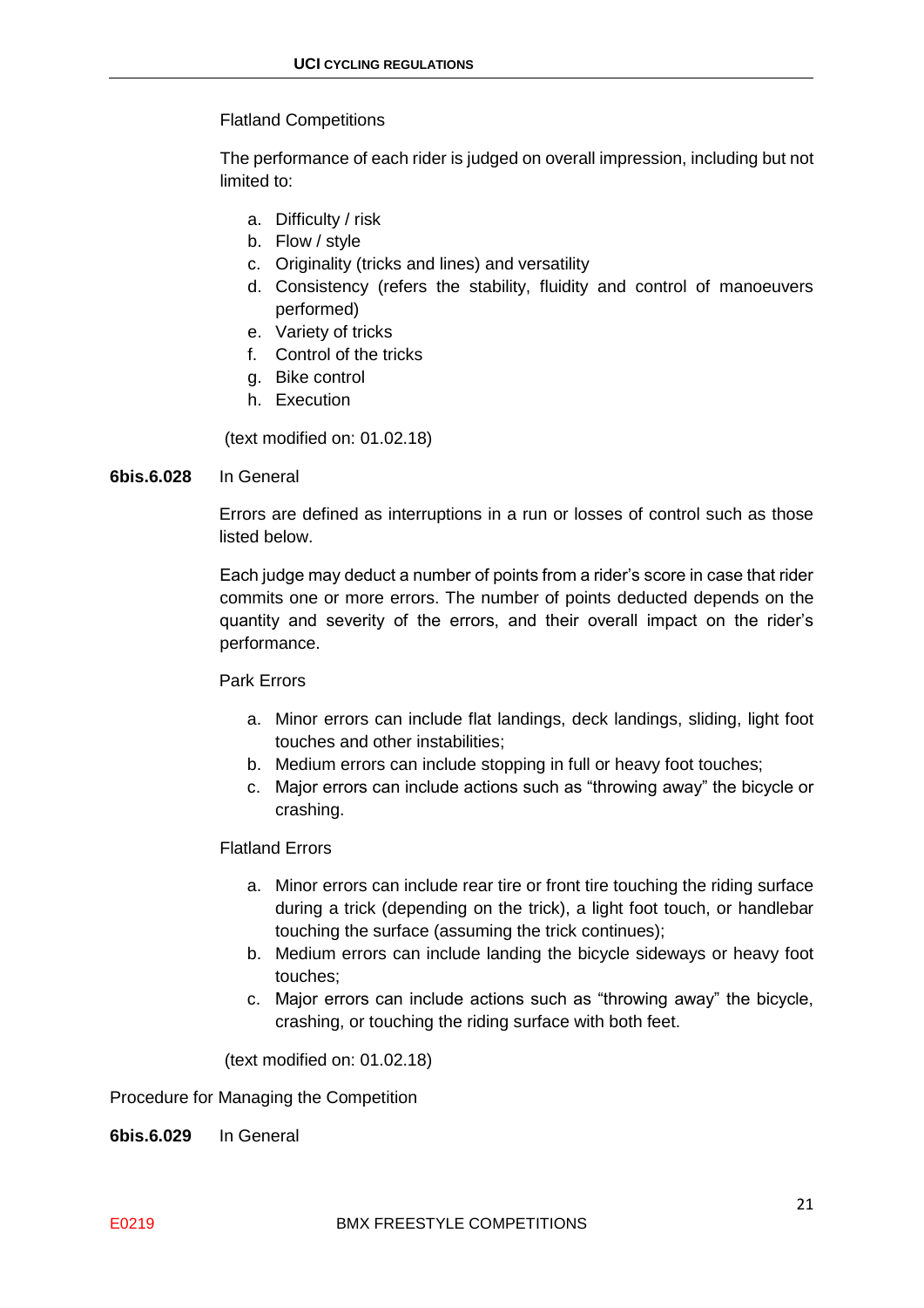Flatland Competitions

The performance of each rider is judged on overall impression, including but not limited to:

a. Difficulty / risk
b. Flow / style
c. Originality (tricks and lines) and versatility
d. Consistency (refers the stability, fluidity and control of manoeuvers performed)
e. Variety of tricks
f. Control of the tricks
g. Bike control
h. Execution

(text modified on: 01.02.18)

**6bis.6.028** In General

Errors are defined as interruptions in a run or losses of control such as those listed below.

Each judge may deduct a number of points from a rider's score in case that rider commits one or more errors. The number of points deducted depends on the quantity and severity of the errors, and their overall impact on the rider's performance.

Park Errors

a. Minor errors can include flat landings, deck landings, sliding, light foot touches and other instabilities;
b. Medium errors can include stopping in full or heavy foot touches;
c. Major errors can include actions such as "throwing away" the bicycle or crashing.

Flatland Errors

a. Minor errors can include rear tire or front tire touching the riding surface during a trick (depending on the trick), a light foot touch, or handlebar touching the surface (assuming the trick continues);
b. Medium errors can include landing the bicycle sideways or heavy foot touches;
c. Major errors can include actions such as "throwing away" the bicycle, crashing, or touching the riding surface with both feet.

(text modified on: 01.02.18)

Procedure for Managing the Competition

**6bis.6.029** In General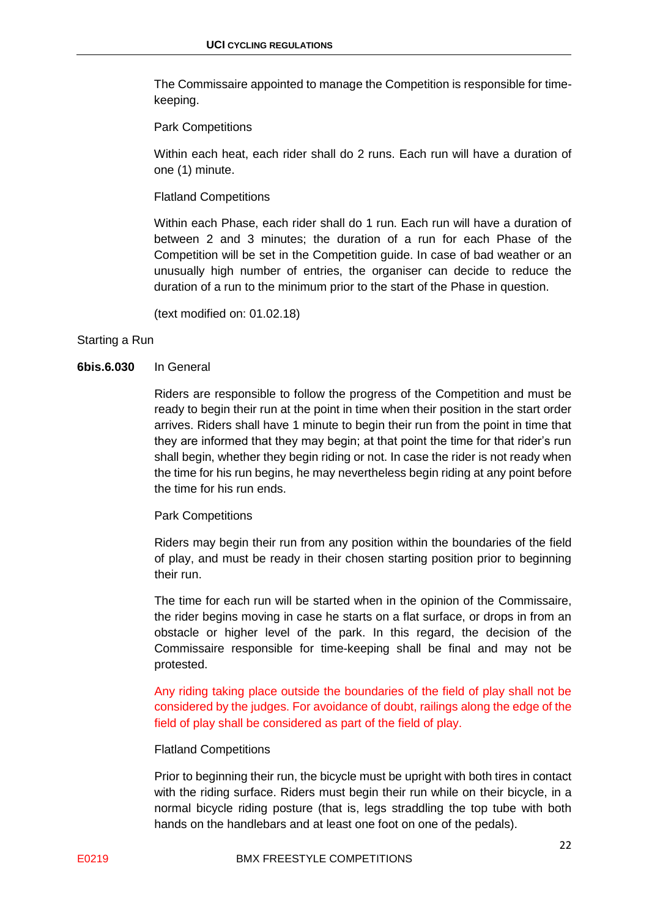The Commissaire appointed to manage the Competition is responsible for time-keeping.

Park Competitions

Within each heat, each rider shall do 2 runs. Each run will have a duration of one (1) minute.

Flatland Competitions

Within each Phase, each rider shall do 1 run. Each run will have a duration of between 2 and 3 minutes; the duration of a run for each Phase of the Competition will be set in the Competition guide. In case of bad weather or an unusually high number of entries, the organiser can decide to reduce the duration of a run to the minimum prior to the start of the Phase in question.

(text modified on: 01.02.18)

Starting a Run

**6bis.6.030** In General

Riders are responsible to follow the progress of the Competition and must be ready to begin their run at the point in time when their position in the start order arrives. Riders shall have 1 minute to begin their run from the point in time that they are informed that they may begin; at that point the time for that rider's run shall begin, whether they begin riding or not. In case the rider is not ready when the time for his run begins, he may nevertheless begin riding at any point before the time for his run ends.

Park Competitions

Riders may begin their run from any position within the boundaries of the field of play, and must be ready in their chosen starting position prior to beginning their run.

The time for each run will be started when in the opinion of the Commissaire, the rider begins moving in case he starts on a flat surface, or drops in from an obstacle or higher level of the park. In this regard, the decision of the Commissaire responsible for time-keeping shall be final and may not be protested.

Any riding taking place outside the boundaries of the field of play shall not be considered by the judges. For avoidance of doubt, railings along the edge of the field of play shall be considered as part of the field of play.

Flatland Competitions

Prior to beginning their run, the bicycle must be upright with both tires in contact with the riding surface. Riders must begin their run while on their bicycle, in a normal bicycle riding posture (that is, legs straddling the top tube with both hands on the handlebars and at least one foot on one of the pedals).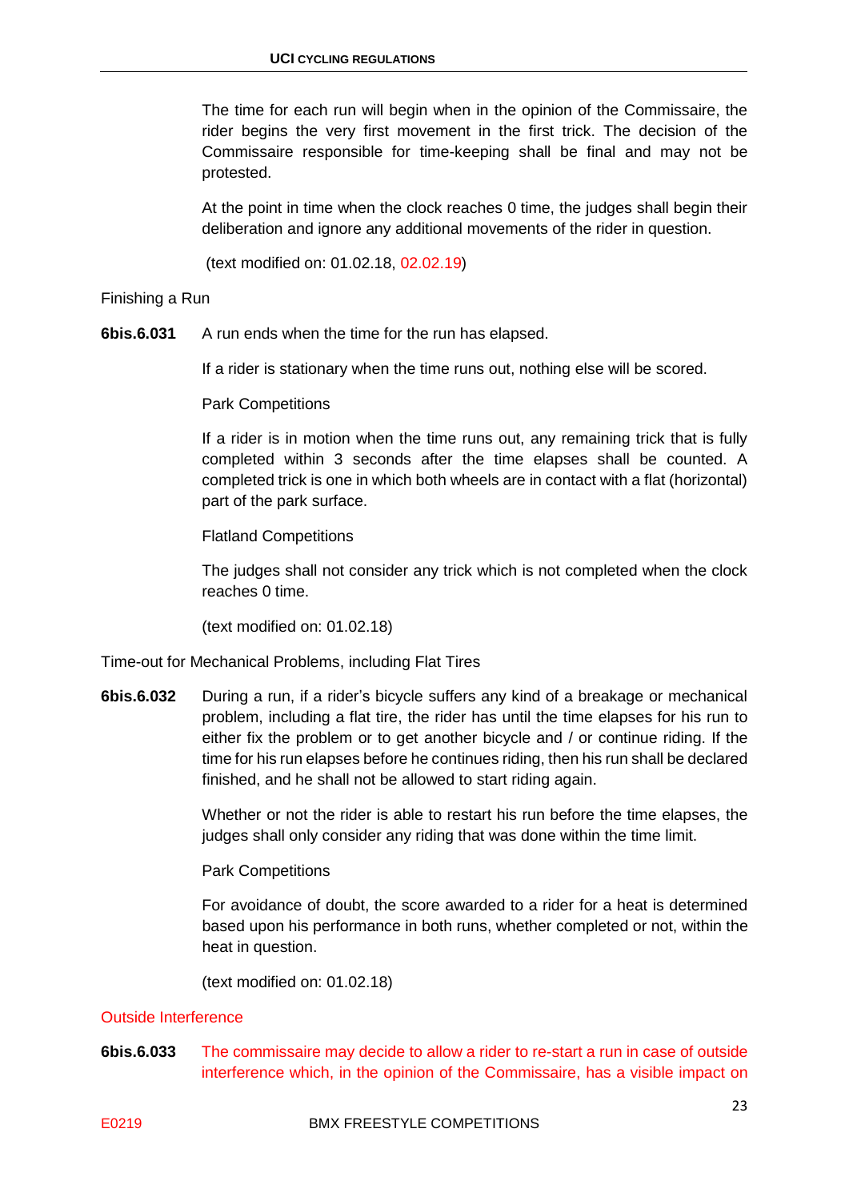The time for each run will begin when in the opinion of the Commissaire, the rider begins the very first movement in the first trick. The decision of the Commissaire responsible for time-keeping shall be final and may not be protested.

At the point in time when the clock reaches 0 time, the judges shall begin their deliberation and ignore any additional movements of the rider in question.

(text modified on: 01.02.18, 02.02.19)

Finishing a Run

**6bis.6.031** A run ends when the time for the run has elapsed.

If a rider is stationary when the time runs out, nothing else will be scored.

Park Competitions

If a rider is in motion when the time runs out, any remaining trick that is fully completed within 3 seconds after the time elapses shall be counted. A completed trick is one in which both wheels are in contact with a flat (horizontal) part of the park surface.

Flatland Competitions

The judges shall not consider any trick which is not completed when the clock reaches 0 time.

(text modified on: 01.02.18)

Time-out for Mechanical Problems, including Flat Tires

**6bis.6.032** During a run, if a rider's bicycle suffers any kind of a breakage or mechanical problem, including a flat tire, the rider has until the time elapses for his run to either fix the problem or to get another bicycle and / or continue riding. If the time for his run elapses before he continues riding, then his run shall be declared finished, and he shall not be allowed to start riding again.

Whether or not the rider is able to restart his run before the time elapses, the judges shall only consider any riding that was done within the time limit.

Park Competitions

For avoidance of doubt, the score awarded to a rider for a heat is determined based upon his performance in both runs, whether completed or not, within the heat in question.

(text modified on: 01.02.18)

Outside Interference

**6bis.6.033** The commissaire may decide to allow a rider to re-start a run in case of outside interference which, in the opinion of the Commissaire, has a visible impact on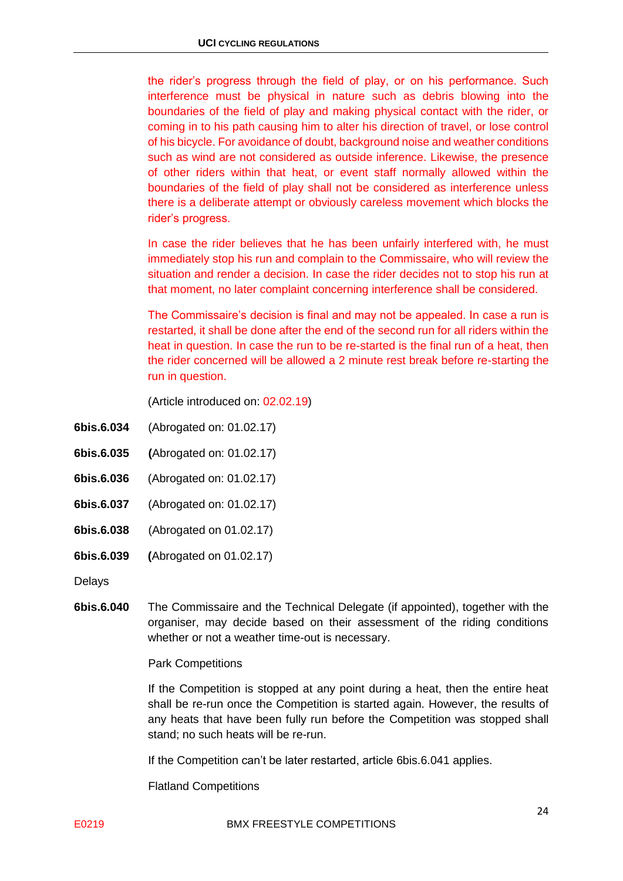the rider's progress through the field of play, or on his performance. Such interference must be physical in nature such as debris blowing into the boundaries of the field of play and making physical contact with the rider, or coming in to his path causing him to alter his direction of travel, or lose control of his bicycle. For avoidance of doubt, background noise and weather conditions such as wind are not considered as outside inference. Likewise, the presence of other riders within that heat, or event staff normally allowed within the boundaries of the field of play shall not be considered as interference unless there is a deliberate attempt or obviously careless movement which blocks the rider's progress.

In case the rider believes that he has been unfairly interfered with, he must immediately stop his run and complain to the Commissaire, who will review the situation and render a decision. In case the rider decides not to stop his run at that moment, no later complaint concerning interference shall be considered.

The Commissaire's decision is final and may not be appealed. In case a run is restarted, it shall be done after the end of the second run for all riders within the heat in question. In case the run to be re-started is the final run of a heat, then the rider concerned will be allowed a 2 minute rest break before re-starting the run in question.

(Article introduced on: 02.02.19)

**6bis.6.034** (Abrogated on: 01.02.17)

**6bis.6.035** **(**Abrogated on: 01.02.17)

**6bis.6.036** (Abrogated on: 01.02.17)

**6bis.6.037** (Abrogated on: 01.02.17)

**6bis.6.038** (Abrogated on 01.02.17)

**6bis.6.039** **(**Abrogated on 01.02.17)

Delays

**6bis.6.040** The Commissaire and the Technical Delegate (if appointed), together with the organiser, may decide based on their assessment of the riding conditions whether or not a weather time-out is necessary.

Park Competitions

If the Competition is stopped at any point during a heat, then the entire heat shall be re-run once the Competition is started again. However, the results of any heats that have been fully run before the Competition was stopped shall stand; no such heats will be re-run.

If the Competition can't be later restarted, article 6bis.6.041 applies.

Flatland Competitions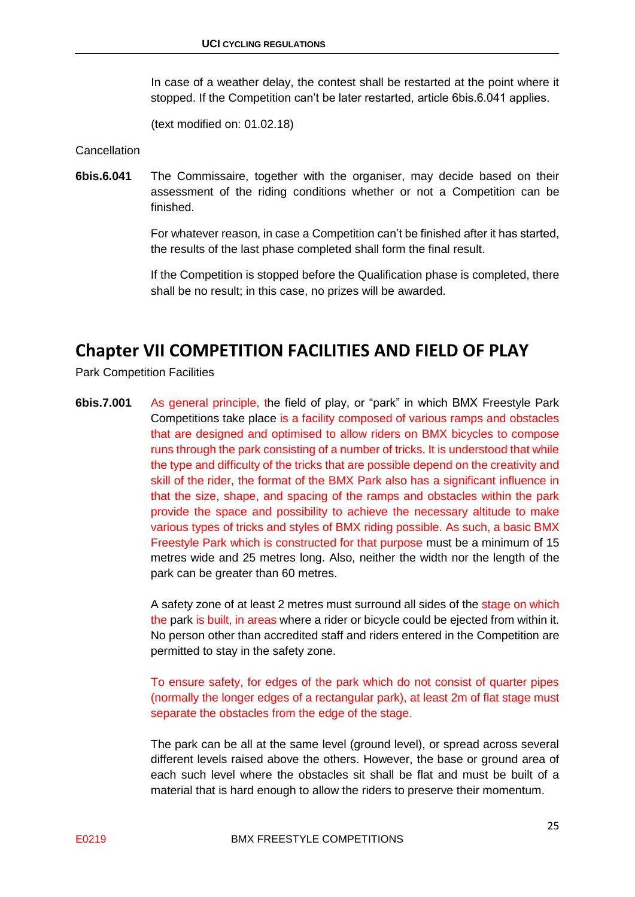In case of a weather delay, the contest shall be restarted at the point where it stopped. If the Competition can't be later restarted, article 6bis.6.041 applies.

(text modified on: 01.02.18)

Cancellation

**6bis.6.041** The Commissaire, together with the organiser, may decide based on their assessment of the riding conditions whether or not a Competition can be finished.

For whatever reason, in case a Competition can't be finished after it has started, the results of the last phase completed shall form the final result.

If the Competition is stopped before the Qualification phase is completed, there shall be no result; in this case, no prizes will be awarded.

## Chapter VII COMPETITION FACILITIES AND FIELD OF PLAY

Park Competition Facilities

**6bis.7.001** As general principle, the field of play, or "park" in which BMX Freestyle Park Competitions take place is a facility composed of various ramps and obstacles that are designed and optimised to allow riders on BMX bicycles to compose runs through the park consisting of a number of tricks. It is understood that while the type and difficulty of the tricks that are possible depend on the creativity and skill of the rider, the format of the BMX Park also has a significant influence in that the size, shape, and spacing of the ramps and obstacles within the park provide the space and possibility to achieve the necessary altitude to make various types of tricks and styles of BMX riding possible. As such, a basic BMX Freestyle Park which is constructed for that purpose must be a minimum of 15 metres wide and 25 metres long. Also, neither the width nor the length of the park can be greater than 60 metres.

A safety zone of at least 2 metres must surround all sides of the stage on which the park is built, in areas where a rider or bicycle could be ejected from within it. No person other than accredited staff and riders entered in the Competition are permitted to stay in the safety zone.

To ensure safety, for edges of the park which do not consist of quarter pipes (normally the longer edges of a rectangular park), at least 2m of flat stage must separate the obstacles from the edge of the stage.

The park can be all at the same level (ground level), or spread across several different levels raised above the others. However, the base or ground area of each such level where the obstacles sit shall be flat and must be built of a material that is hard enough to allow the riders to preserve their momentum.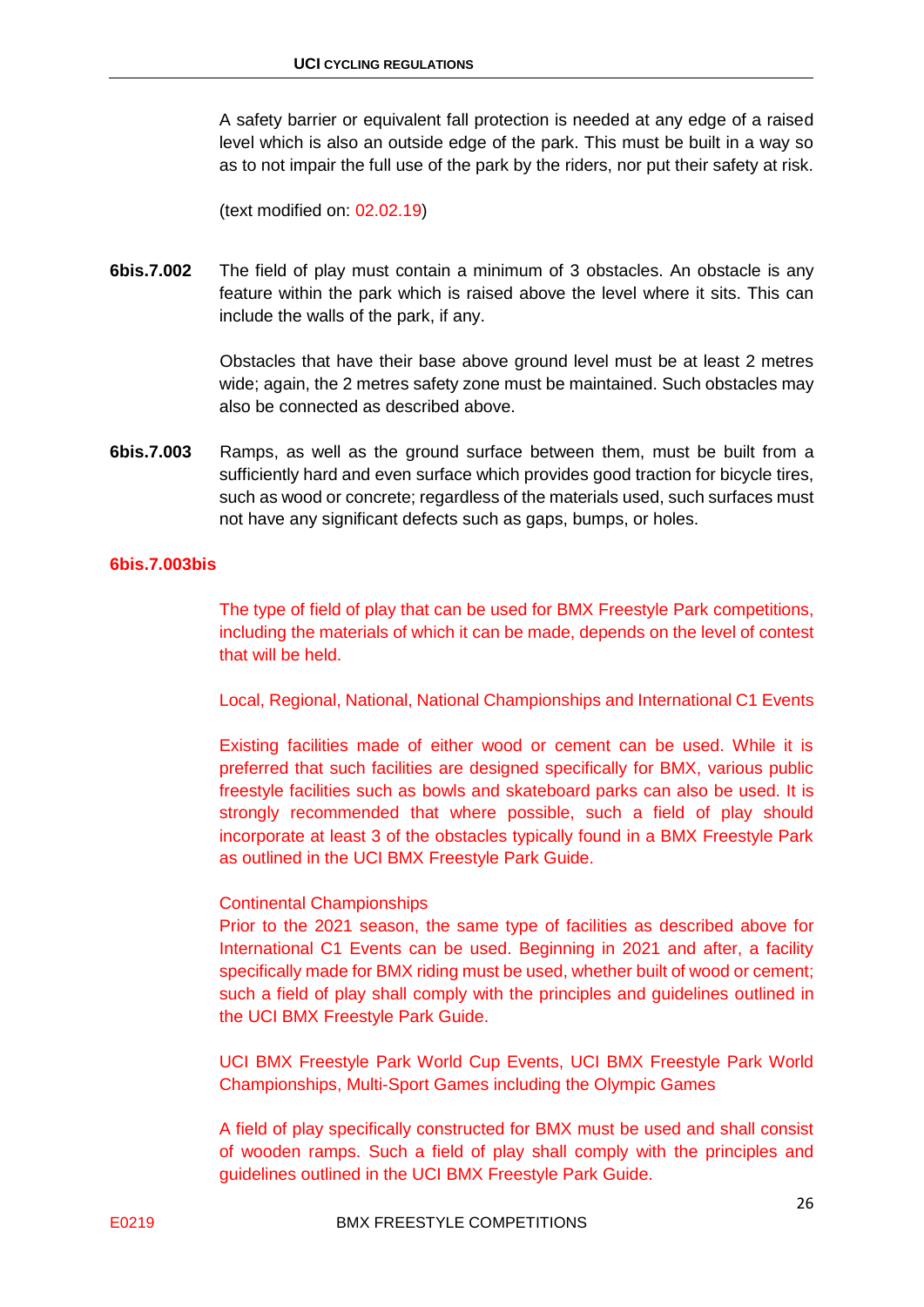A safety barrier or equivalent fall protection is needed at any edge of a raised level which is also an outside edge of the park. This must be built in a way so as to not impair the full use of the park by the riders, nor put their safety at risk.

(text modified on: 02.02.19)

**6bis.7.002** The field of play must contain a minimum of 3 obstacles. An obstacle is any feature within the park which is raised above the level where it sits. This can include the walls of the park, if any.

Obstacles that have their base above ground level must be at least 2 metres wide; again, the 2 metres safety zone must be maintained. Such obstacles may also be connected as described above.

**6bis.7.003** Ramps, as well as the ground surface between them, must be built from a sufficiently hard and even surface which provides good traction for bicycle tires, such as wood or concrete; regardless of the materials used, such surfaces must not have any significant defects such as gaps, bumps, or holes.

**6bis.7.003bis**

The type of field of play that can be used for BMX Freestyle Park competitions, including the materials of which it can be made, depends on the level of contest that will be held.

Local, Regional, National, National Championships and International C1 Events

Existing facilities made of either wood or cement can be used. While it is preferred that such facilities are designed specifically for BMX, various public freestyle facilities such as bowls and skateboard parks can also be used. It is strongly recommended that where possible, such a field of play should incorporate at least 3 of the obstacles typically found in a BMX Freestyle Park as outlined in the UCI BMX Freestyle Park Guide.

Continental Championships
Prior to the 2021 season, the same type of facilities as described above for International C1 Events can be used. Beginning in 2021 and after, a facility specifically made for BMX riding must be used, whether built of wood or cement; such a field of play shall comply with the principles and guidelines outlined in the UCI BMX Freestyle Park Guide.

UCI BMX Freestyle Park World Cup Events, UCI BMX Freestyle Park World Championships, Multi-Sport Games including the Olympic Games

A field of play specifically constructed for BMX must be used and shall consist of wooden ramps. Such a field of play shall comply with the principles and guidelines outlined in the UCI BMX Freestyle Park Guide.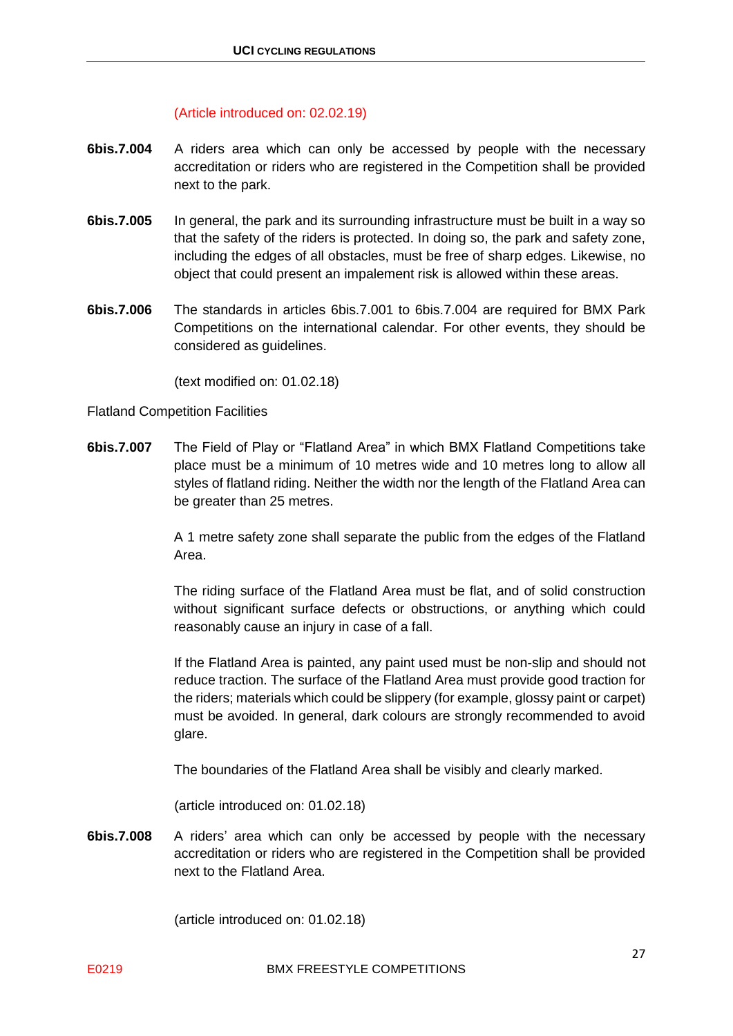(Article introduced on: 02.02.19)

**6bis.7.004** A riders area which can only be accessed by people with the necessary accreditation or riders who are registered in the Competition shall be provided next to the park.

**6bis.7.005** In general, the park and its surrounding infrastructure must be built in a way so that the safety of the riders is protected. In doing so, the park and safety zone, including the edges of all obstacles, must be free of sharp edges. Likewise, no object that could present an impalement risk is allowed within these areas.

**6bis.7.006** The standards in articles 6bis.7.001 to 6bis.7.004 are required for BMX Park Competitions on the international calendar. For other events, they should be considered as guidelines.

(text modified on: 01.02.18)

Flatland Competition Facilities

**6bis.7.007** The Field of Play or "Flatland Area" in which BMX Flatland Competitions take place must be a minimum of 10 metres wide and 10 metres long to allow all styles of flatland riding. Neither the width nor the length of the Flatland Area can be greater than 25 metres.

A 1 metre safety zone shall separate the public from the edges of the Flatland Area.

The riding surface of the Flatland Area must be flat, and of solid construction without significant surface defects or obstructions, or anything which could reasonably cause an injury in case of a fall.

If the Flatland Area is painted, any paint used must be non-slip and should not reduce traction. The surface of the Flatland Area must provide good traction for the riders; materials which could be slippery (for example, glossy paint or carpet) must be avoided. In general, dark colours are strongly recommended to avoid glare.

The boundaries of the Flatland Area shall be visibly and clearly marked.

(article introduced on: 01.02.18)

**6bis.7.008** A riders' area which can only be accessed by people with the necessary accreditation or riders who are registered in the Competition shall be provided next to the Flatland Area.

(article introduced on: 01.02.18)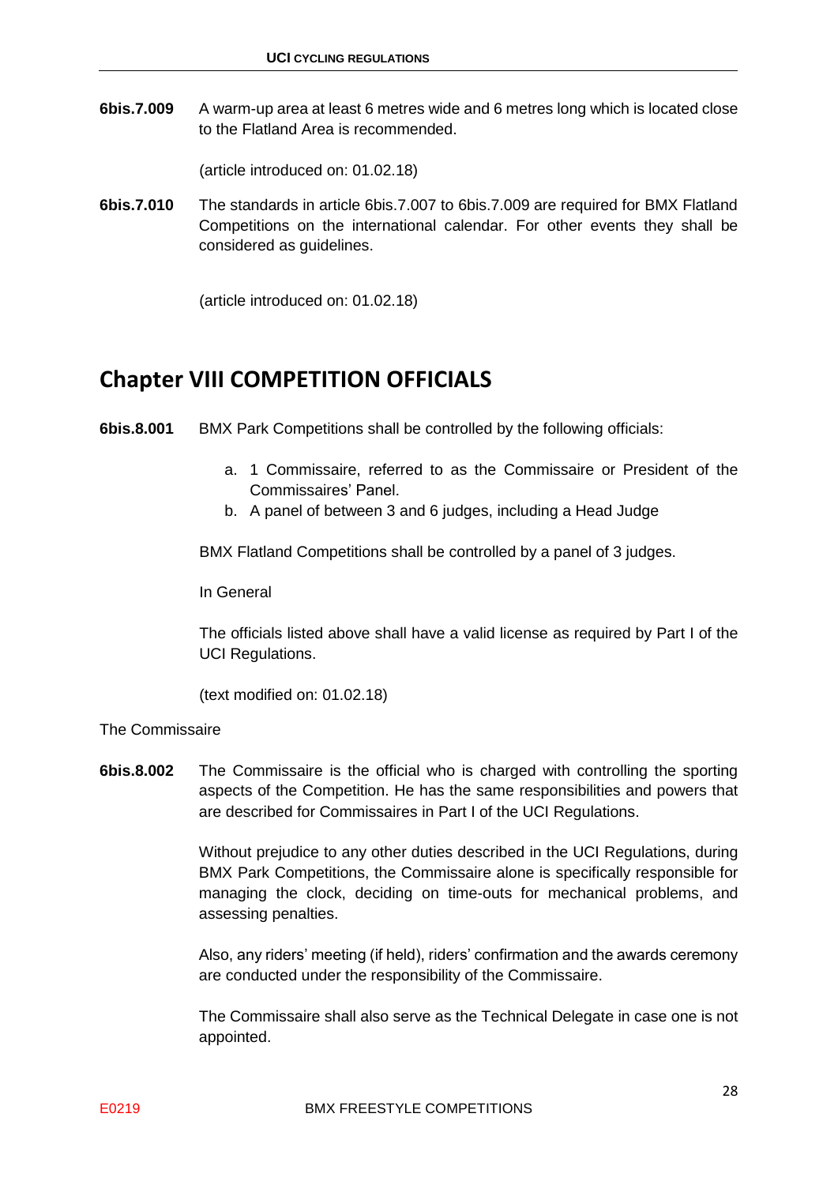**6bis.7.009** A warm-up area at least 6 metres wide and 6 metres long which is located close to the Flatland Area is recommended.

(article introduced on: 01.02.18)

**6bis.7.010** The standards in article 6bis.7.007 to 6bis.7.009 are required for BMX Flatland Competitions on the international calendar. For other events they shall be considered as guidelines.

(article introduced on: 01.02.18)

## Chapter VIII COMPETITION OFFICIALS

**6bis.8.001** BMX Park Competitions shall be controlled by the following officials:

a. 1 Commissaire, referred to as the Commissaire or President of the Commissaires' Panel.
b. A panel of between 3 and 6 judges, including a Head Judge

BMX Flatland Competitions shall be controlled by a panel of 3 judges.

In General

The officials listed above shall have a valid license as required by Part I of the UCI Regulations.

(text modified on: 01.02.18)

The Commissaire

**6bis.8.002** The Commissaire is the official who is charged with controlling the sporting aspects of the Competition. He has the same responsibilities and powers that are described for Commissaires in Part I of the UCI Regulations.

Without prejudice to any other duties described in the UCI Regulations, during BMX Park Competitions, the Commissaire alone is specifically responsible for managing the clock, deciding on time-outs for mechanical problems, and assessing penalties.

Also, any riders' meeting (if held), riders' confirmation and the awards ceremony are conducted under the responsibility of the Commissaire.

The Commissaire shall also serve as the Technical Delegate in case one is not appointed.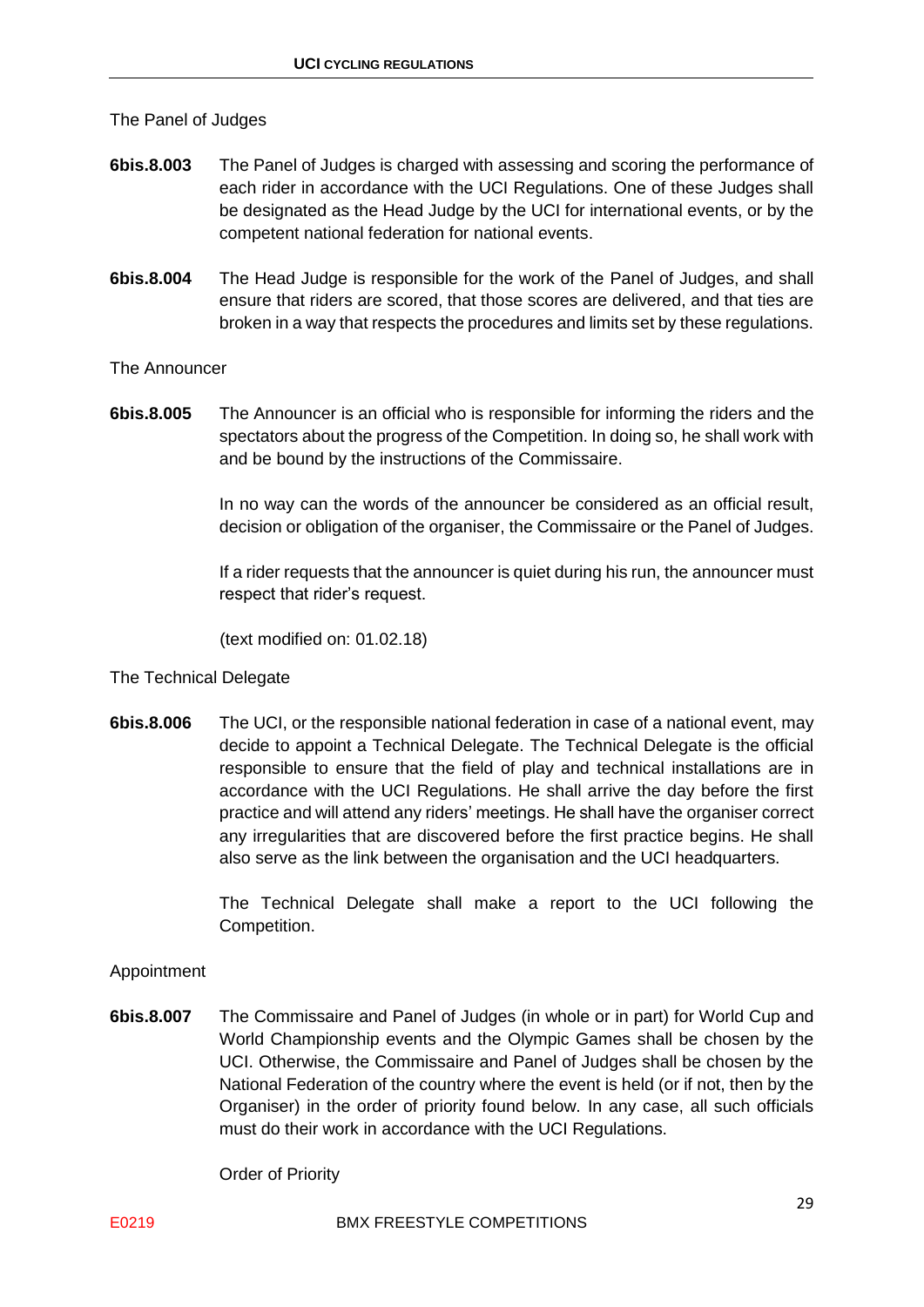The Panel of Judges

**6bis.8.003** The Panel of Judges is charged with assessing and scoring the performance of each rider in accordance with the UCI Regulations. One of these Judges shall be designated as the Head Judge by the UCI for international events, or by the competent national federation for national events.

**6bis.8.004** The Head Judge is responsible for the work of the Panel of Judges, and shall ensure that riders are scored, that those scores are delivered, and that ties are broken in a way that respects the procedures and limits set by these regulations.

The Announcer

**6bis.8.005** The Announcer is an official who is responsible for informing the riders and the spectators about the progress of the Competition. In doing so, he shall work with and be bound by the instructions of the Commissaire.

In no way can the words of the announcer be considered as an official result, decision or obligation of the organiser, the Commissaire or the Panel of Judges.

If a rider requests that the announcer is quiet during his run, the announcer must respect that rider's request.

(text modified on: 01.02.18)

The Technical Delegate

**6bis.8.006** The UCI, or the responsible national federation in case of a national event, may decide to appoint a Technical Delegate. The Technical Delegate is the official responsible to ensure that the field of play and technical installations are in accordance with the UCI Regulations. He shall arrive the day before the first practice and will attend any riders' meetings. He shall have the organiser correct any irregularities that are discovered before the first practice begins. He shall also serve as the link between the organisation and the UCI headquarters.

The Technical Delegate shall make a report to the UCI following the Competition.

Appointment

**6bis.8.007** The Commissaire and Panel of Judges (in whole or in part) for World Cup and World Championship events and the Olympic Games shall be chosen by the UCI. Otherwise, the Commissaire and Panel of Judges shall be chosen by the National Federation of the country where the event is held (or if not, then by the Organiser) in the order of priority found below. In any case, all such officials must do their work in accordance with the UCI Regulations.

Order of Priority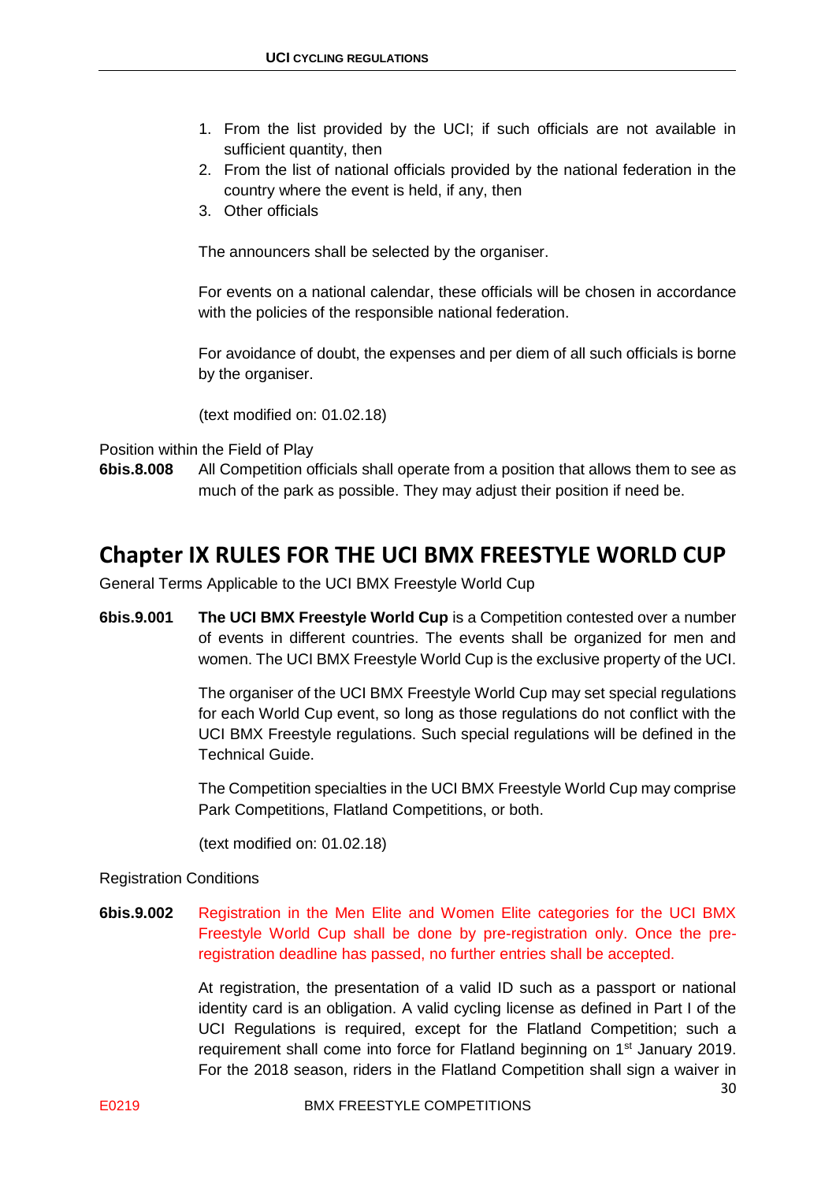1. From the list provided by the UCI; if such officials are not available in sufficient quantity, then
2. From the list of national officials provided by the national federation in the country where the event is held, if any, then
3. Other officials

The announcers shall be selected by the organiser.

For events on a national calendar, these officials will be chosen in accordance with the policies of the responsible national federation.

For avoidance of doubt, the expenses and per diem of all such officials is borne by the organiser.

(text modified on: 01.02.18)

Position within the Field of Play

**6bis.8.008** All Competition officials shall operate from a position that allows them to see as much of the park as possible. They may adjust their position if need be.

## Chapter IX RULES FOR THE UCI BMX FREESTYLE WORLD CUP

General Terms Applicable to the UCI BMX Freestyle World Cup

**6bis.9.001** **The UCI BMX Freestyle World Cup** is a Competition contested over a number of events in different countries. The events shall be organized for men and women. The UCI BMX Freestyle World Cup is the exclusive property of the UCI.

The organiser of the UCI BMX Freestyle World Cup may set special regulations for each World Cup event, so long as those regulations do not conflict with the UCI BMX Freestyle regulations. Such special regulations will be defined in the Technical Guide.

The Competition specialties in the UCI BMX Freestyle World Cup may comprise Park Competitions, Flatland Competitions, or both.

(text modified on: 01.02.18)

Registration Conditions

**6bis.9.002** Registration in the Men Elite and Women Elite categories for the UCI BMX Freestyle World Cup shall be done by pre-registration only. Once the pre-registration deadline has passed, no further entries shall be accepted.

At registration, the presentation of a valid ID such as a passport or national identity card is an obligation. A valid cycling license as defined in Part I of the UCI Regulations is required, except for the Flatland Competition; such a requirement shall come into force for Flatland beginning on 1st January 2019. For the 2018 season, riders in the Flatland Competition shall sign a waiver in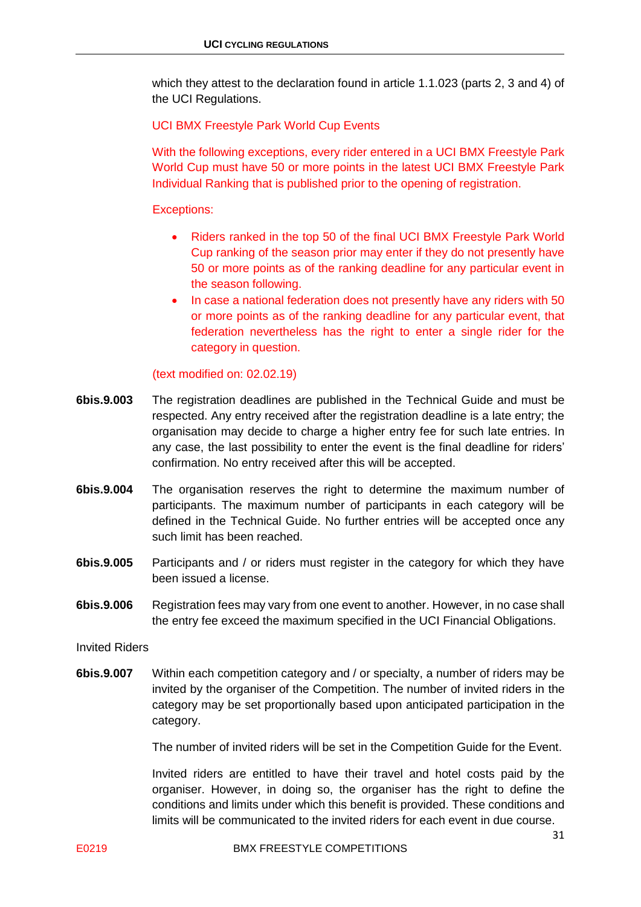which they attest to the declaration found in article 1.1.023 (parts 2, 3 and 4) of the UCI Regulations.

UCI BMX Freestyle Park World Cup Events

With the following exceptions, every rider entered in a UCI BMX Freestyle Park World Cup must have 50 or more points in the latest UCI BMX Freestyle Park Individual Ranking that is published prior to the opening of registration.

Exceptions:

- Riders ranked in the top 50 of the final UCI BMX Freestyle Park World Cup ranking of the season prior may enter if they do not presently have 50 or more points as of the ranking deadline for any particular event in the season following.
- In case a national federation does not presently have any riders with 50 or more points as of the ranking deadline for any particular event, that federation nevertheless has the right to enter a single rider for the category in question.

(text modified on: 02.02.19)

**6bis.9.003** The registration deadlines are published in the Technical Guide and must be respected. Any entry received after the registration deadline is a late entry; the organisation may decide to charge a higher entry fee for such late entries. In any case, the last possibility to enter the event is the final deadline for riders' confirmation. No entry received after this will be accepted.

**6bis.9.004** The organisation reserves the right to determine the maximum number of participants. The maximum number of participants in each category will be defined in the Technical Guide. No further entries will be accepted once any such limit has been reached.

**6bis.9.005** Participants and / or riders must register in the category for which they have been issued a license.

**6bis.9.006** Registration fees may vary from one event to another. However, in no case shall the entry fee exceed the maximum specified in the UCI Financial Obligations.

Invited Riders

**6bis.9.007** Within each competition category and / or specialty, a number of riders may be invited by the organiser of the Competition. The number of invited riders in the category may be set proportionally based upon anticipated participation in the category.

The number of invited riders will be set in the Competition Guide for the Event.

Invited riders are entitled to have their travel and hotel costs paid by the organiser. However, in doing so, the organiser has the right to define the conditions and limits under which this benefit is provided. These conditions and limits will be communicated to the invited riders for each event in due course.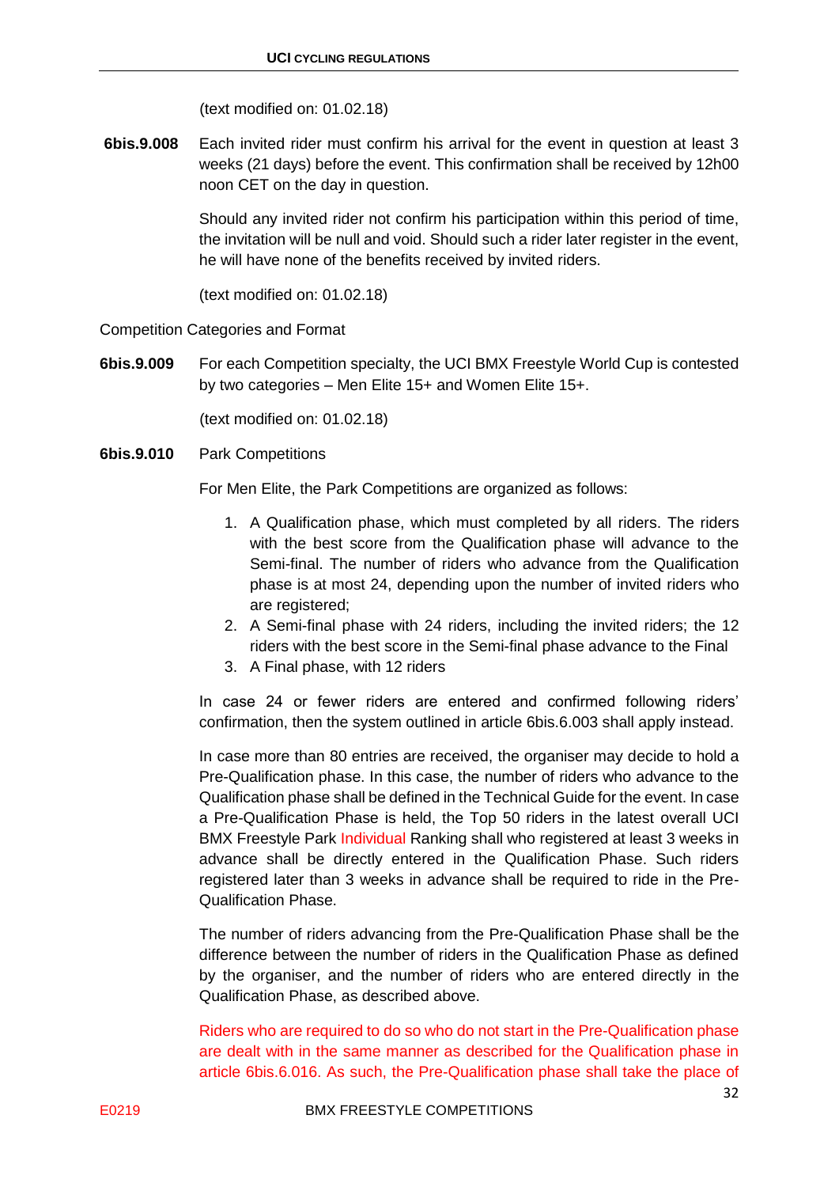(text modified on: 01.02.18)

**6bis.9.008** Each invited rider must confirm his arrival for the event in question at least 3 weeks (21 days) before the event. This confirmation shall be received by 12h00 noon CET on the day in question.

Should any invited rider not confirm his participation within this period of time, the invitation will be null and void. Should such a rider later register in the event, he will have none of the benefits received by invited riders.

(text modified on: 01.02.18)

Competition Categories and Format

**6bis.9.009** For each Competition specialty, the UCI BMX Freestyle World Cup is contested by two categories – Men Elite 15+ and Women Elite 15+.

(text modified on: 01.02.18)

**6bis.9.010** Park Competitions

For Men Elite, the Park Competitions are organized as follows:

1. A Qualification phase, which must completed by all riders. The riders with the best score from the Qualification phase will advance to the Semi-final. The number of riders who advance from the Qualification phase is at most 24, depending upon the number of invited riders who are registered;
2. A Semi-final phase with 24 riders, including the invited riders; the 12 riders with the best score in the Semi-final phase advance to the Final
3. A Final phase, with 12 riders

In case 24 or fewer riders are entered and confirmed following riders' confirmation, then the system outlined in article 6bis.6.003 shall apply instead.

In case more than 80 entries are received, the organiser may decide to hold a Pre-Qualification phase. In this case, the number of riders who advance to the Qualification phase shall be defined in the Technical Guide for the event. In case a Pre-Qualification Phase is held, the Top 50 riders in the latest overall UCI BMX Freestyle Park Individual Ranking shall who registered at least 3 weeks in advance shall be directly entered in the Qualification Phase. Such riders registered later than 3 weeks in advance shall be required to ride in the Pre-Qualification Phase.

The number of riders advancing from the Pre-Qualification Phase shall be the difference between the number of riders in the Qualification Phase as defined by the organiser, and the number of riders who are entered directly in the Qualification Phase, as described above.

Riders who are required to do so who do not start in the Pre-Qualification phase are dealt with in the same manner as described for the Qualification phase in article 6bis.6.016. As such, the Pre-Qualification phase shall take the place of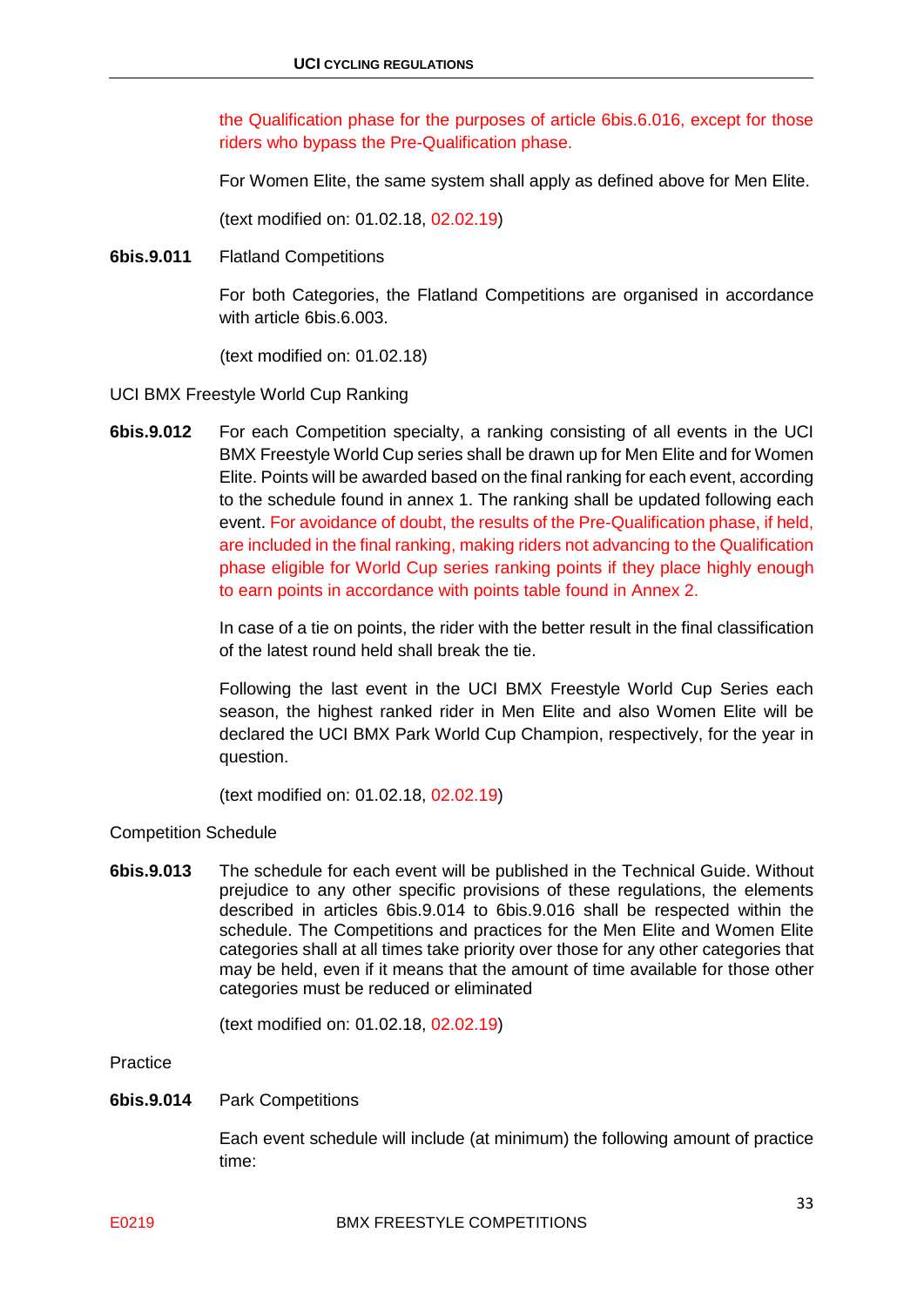the Qualification phase for the purposes of article 6bis.6.016, except for those riders who bypass the Pre-Qualification phase.

For Women Elite, the same system shall apply as defined above for Men Elite.

(text modified on: 01.02.18, 02.02.19)

**6bis.9.011** Flatland Competitions

For both Categories, the Flatland Competitions are organised in accordance with article 6bis.6.003.

(text modified on: 01.02.18)

UCI BMX Freestyle World Cup Ranking

**6bis.9.012** For each Competition specialty, a ranking consisting of all events in the UCI BMX Freestyle World Cup series shall be drawn up for Men Elite and for Women Elite. Points will be awarded based on the final ranking for each event, according to the schedule found in annex 1. The ranking shall be updated following each event. For avoidance of doubt, the results of the Pre-Qualification phase, if held, are included in the final ranking, making riders not advancing to the Qualification phase eligible for World Cup series ranking points if they place highly enough to earn points in accordance with points table found in Annex 2.

In case of a tie on points, the rider with the better result in the final classification of the latest round held shall break the tie.

Following the last event in the UCI BMX Freestyle World Cup Series each season, the highest ranked rider in Men Elite and also Women Elite will be declared the UCI BMX Park World Cup Champion, respectively, for the year in question.

(text modified on: 01.02.18, 02.02.19)

Competition Schedule

**6bis.9.013** The schedule for each event will be published in the Technical Guide. Without prejudice to any other specific provisions of these regulations, the elements described in articles 6bis.9.014 to 6bis.9.016 shall be respected within the schedule. The Competitions and practices for the Men Elite and Women Elite categories shall at all times take priority over those for any other categories that may be held, even if it means that the amount of time available for those other categories must be reduced or eliminated

(text modified on: 01.02.18, 02.02.19)

Practice

**6bis.9.014** Park Competitions

Each event schedule will include (at minimum) the following amount of practice time: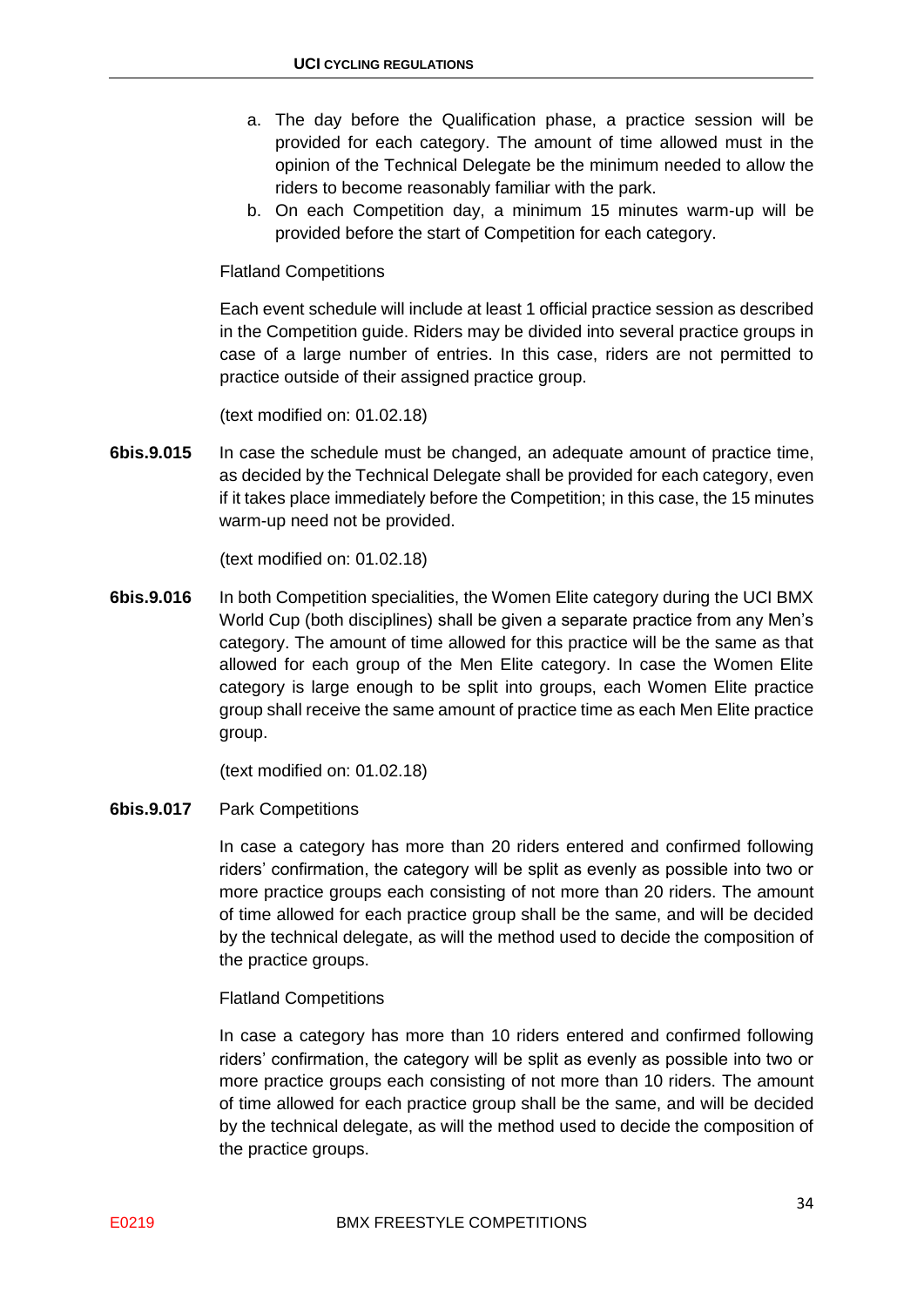a. The day before the Qualification phase, a practice session will be provided for each category. The amount of time allowed must in the opinion of the Technical Delegate be the minimum needed to allow the riders to become reasonably familiar with the park.
b. On each Competition day, a minimum 15 minutes warm-up will be provided before the start of Competition for each category.

Flatland Competitions

Each event schedule will include at least 1 official practice session as described in the Competition guide. Riders may be divided into several practice groups in case of a large number of entries. In this case, riders are not permitted to practice outside of their assigned practice group.

(text modified on: 01.02.18)

**6bis.9.015** In case the schedule must be changed, an adequate amount of practice time, as decided by the Technical Delegate shall be provided for each category, even if it takes place immediately before the Competition; in this case, the 15 minutes warm-up need not be provided.

(text modified on: 01.02.18)

**6bis.9.016** In both Competition specialities, the Women Elite category during the UCI BMX World Cup (both disciplines) shall be given a separate practice from any Men's category. The amount of time allowed for this practice will be the same as that allowed for each group of the Men Elite category. In case the Women Elite category is large enough to be split into groups, each Women Elite practice group shall receive the same amount of practice time as each Men Elite practice group.

(text modified on: 01.02.18)

**6bis.9.017** Park Competitions

In case a category has more than 20 riders entered and confirmed following riders' confirmation, the category will be split as evenly as possible into two or more practice groups each consisting of not more than 20 riders. The amount of time allowed for each practice group shall be the same, and will be decided by the technical delegate, as will the method used to decide the composition of the practice groups.

Flatland Competitions

In case a category has more than 10 riders entered and confirmed following riders' confirmation, the category will be split as evenly as possible into two or more practice groups each consisting of not more than 10 riders. The amount of time allowed for each practice group shall be the same, and will be decided by the technical delegate, as will the method used to decide the composition of the practice groups.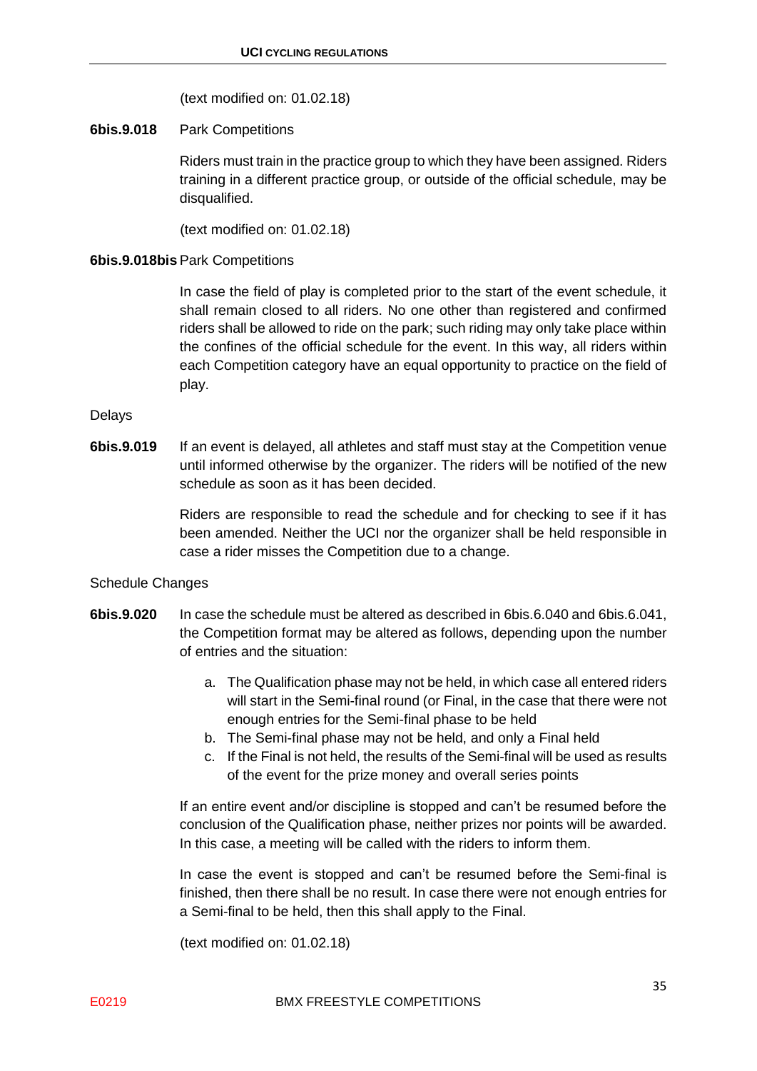(text modified on: 01.02.18)

**6bis.9.018** Park Competitions

Riders must train in the practice group to which they have been assigned. Riders training in a different practice group, or outside of the official schedule, may be disqualified.

(text modified on: 01.02.18)

**6bis.9.018bis** Park Competitions

In case the field of play is completed prior to the start of the event schedule, it shall remain closed to all riders. No one other than registered and confirmed riders shall be allowed to ride on the park; such riding may only take place within the confines of the official schedule for the event. In this way, all riders within each Competition category have an equal opportunity to practice on the field of play.

Delays

**6bis.9.019** If an event is delayed, all athletes and staff must stay at the Competition venue until informed otherwise by the organizer. The riders will be notified of the new schedule as soon as it has been decided.

Riders are responsible to read the schedule and for checking to see if it has been amended. Neither the UCI nor the organizer shall be held responsible in case a rider misses the Competition due to a change.

Schedule Changes

**6bis.9.020** In case the schedule must be altered as described in 6bis.6.040 and 6bis.6.041, the Competition format may be altered as follows, depending upon the number of entries and the situation:

a. The Qualification phase may not be held, in which case all entered riders will start in the Semi-final round (or Final, in the case that there were not enough entries for the Semi-final phase to be held
b. The Semi-final phase may not be held, and only a Final held
c. If the Final is not held, the results of the Semi-final will be used as results of the event for the prize money and overall series points

If an entire event and/or discipline is stopped and can't be resumed before the conclusion of the Qualification phase, neither prizes nor points will be awarded. In this case, a meeting will be called with the riders to inform them.

In case the event is stopped and can't be resumed before the Semi-final is finished, then there shall be no result. In case there were not enough entries for a Semi-final to be held, then this shall apply to the Final.

(text modified on: 01.02.18)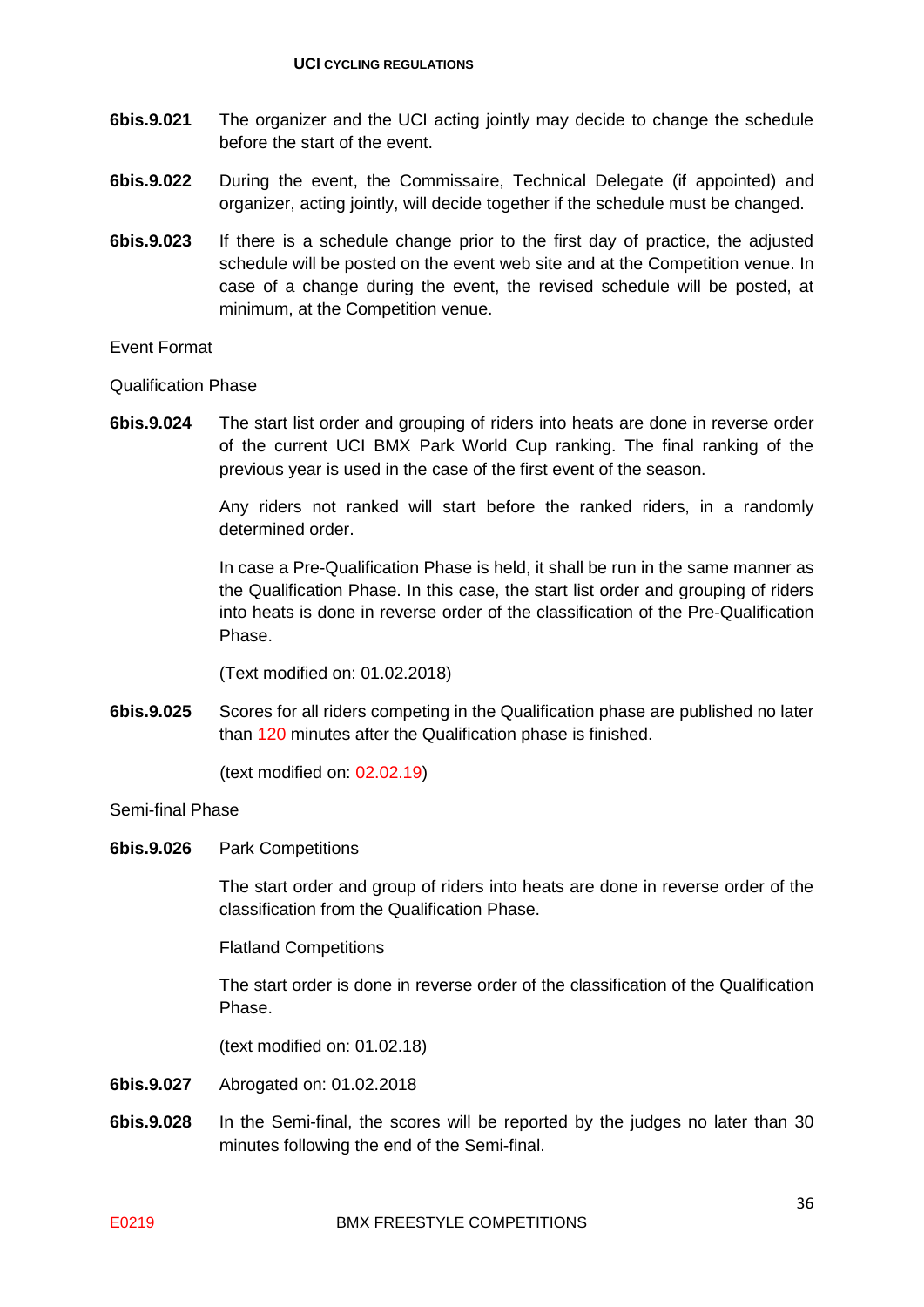**6bis.9.021** The organizer and the UCI acting jointly may decide to change the schedule before the start of the event.

**6bis.9.022** During the event, the Commissaire, Technical Delegate (if appointed) and organizer, acting jointly, will decide together if the schedule must be changed.

**6bis.9.023** If there is a schedule change prior to the first day of practice, the adjusted schedule will be posted on the event web site and at the Competition venue. In case of a change during the event, the revised schedule will be posted, at minimum, at the Competition venue.

Event Format

Qualification Phase

**6bis.9.024** The start list order and grouping of riders into heats are done in reverse order of the current UCI BMX Park World Cup ranking. The final ranking of the previous year is used in the case of the first event of the season.

Any riders not ranked will start before the ranked riders, in a randomly determined order.

In case a Pre-Qualification Phase is held, it shall be run in the same manner as the Qualification Phase. In this case, the start list order and grouping of riders into heats is done in reverse order of the classification of the Pre-Qualification Phase.

(Text modified on: 01.02.2018)

**6bis.9.025** Scores for all riders competing in the Qualification phase are published no later than 120 minutes after the Qualification phase is finished.

(text modified on: 02.02.19)

Semi-final Phase

**6bis.9.026** Park Competitions

The start order and group of riders into heats are done in reverse order of the classification from the Qualification Phase.

Flatland Competitions

The start order is done in reverse order of the classification of the Qualification Phase.

(text modified on: 01.02.18)

**6bis.9.027** Abrogated on: 01.02.2018

**6bis.9.028** In the Semi-final, the scores will be reported by the judges no later than 30 minutes following the end of the Semi-final.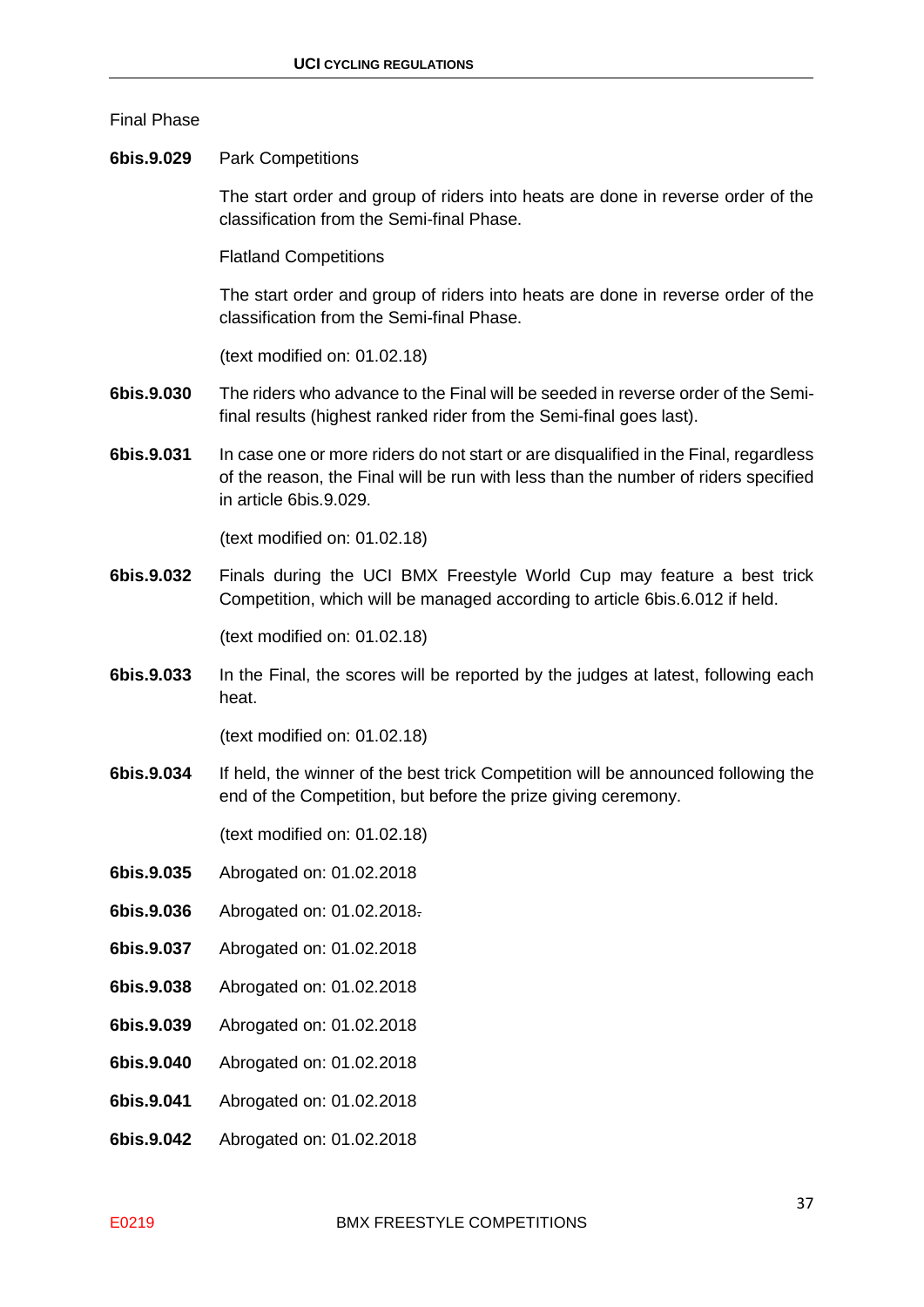Final Phase

**6bis.9.029** Park Competitions

The start order and group of riders into heats are done in reverse order of the classification from the Semi-final Phase.

Flatland Competitions

The start order and group of riders into heats are done in reverse order of the classification from the Semi-final Phase.

(text modified on: 01.02.18)

**6bis.9.030** The riders who advance to the Final will be seeded in reverse order of the Semi-final results (highest ranked rider from the Semi-final goes last).

**6bis.9.031** In case one or more riders do not start or are disqualified in the Final, regardless of the reason, the Final will be run with less than the number of riders specified in article 6bis.9.029.

(text modified on: 01.02.18)

**6bis.9.032** Finals during the UCI BMX Freestyle World Cup may feature a best trick Competition, which will be managed according to article 6bis.6.012 if held.

(text modified on: 01.02.18)

**6bis.9.033** In the Final, the scores will be reported by the judges at latest, following each heat.

(text modified on: 01.02.18)

**6bis.9.034** If held, the winner of the best trick Competition will be announced following the end of the Competition, but before the prize giving ceremony.

(text modified on: 01.02.18)

**6bis.9.035** Abrogated on: 01.02.2018

**6bis.9.036** Abrogated on: 01.02.2018.

**6bis.9.037** Abrogated on: 01.02.2018

**6bis.9.038** Abrogated on: 01.02.2018

**6bis.9.039** Abrogated on: 01.02.2018

**6bis.9.040** Abrogated on: 01.02.2018

**6bis.9.041** Abrogated on: 01.02.2018

**6bis.9.042** Abrogated on: 01.02.2018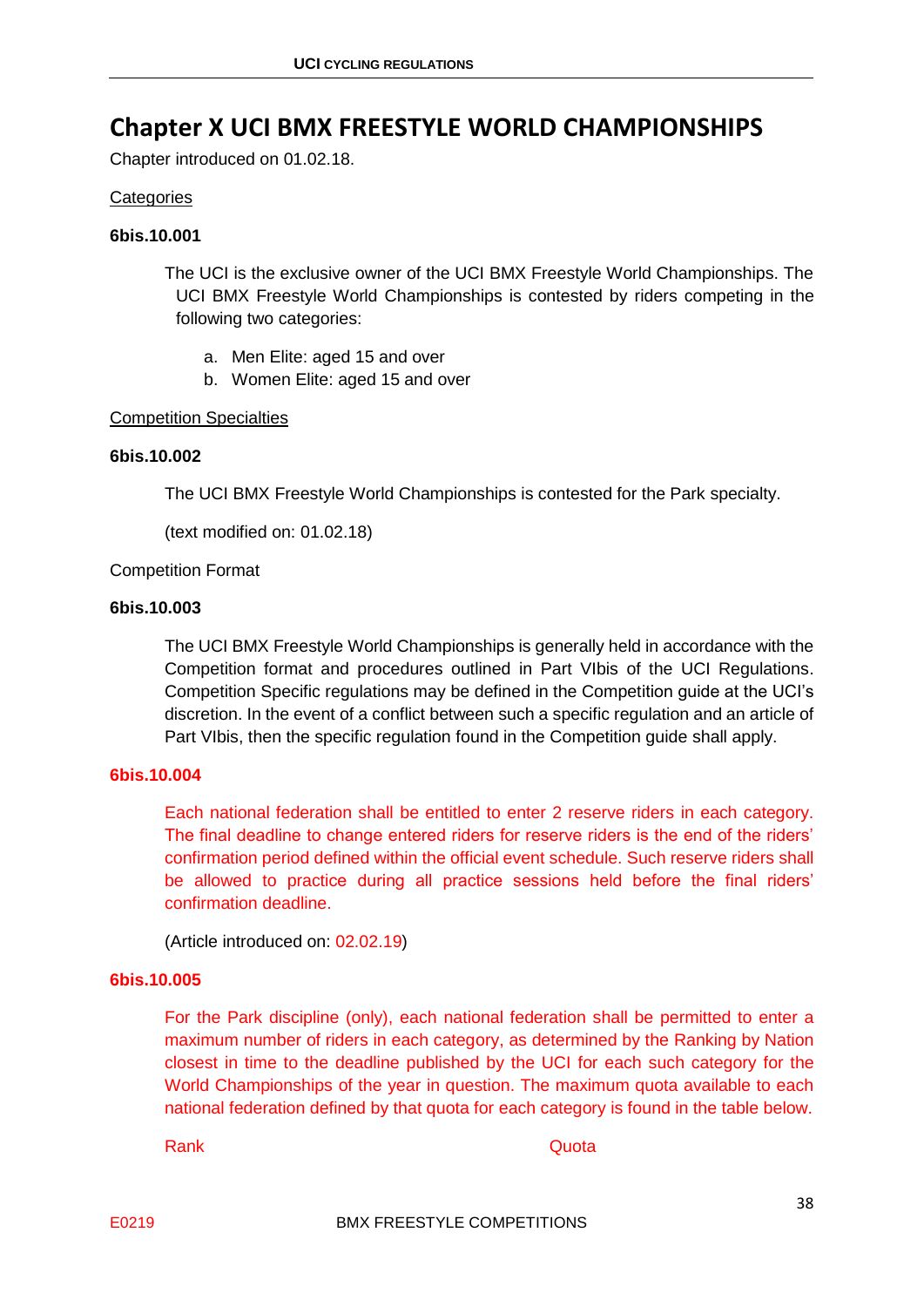# Chapter X UCI BMX FREESTYLE WORLD CHAMPIONSHIPS

Chapter introduced on 01.02.18.

Categories

**6bis.10.001**

The UCI is the exclusive owner of the UCI BMX Freestyle World Championships. The UCI BMX Freestyle World Championships is contested by riders competing in the following two categories:

a. Men Elite: aged 15 and over
b. Women Elite: aged 15 and over

Competition Specialties

**6bis.10.002**

The UCI BMX Freestyle World Championships is contested for the Park specialty.

(text modified on: 01.02.18)

Competition Format

**6bis.10.003**

The UCI BMX Freestyle World Championships is generally held in accordance with the Competition format and procedures outlined in Part VIbis of the UCI Regulations. Competition Specific regulations may be defined in the Competition guide at the UCI's discretion. In the event of a conflict between such a specific regulation and an article of Part VIbis, then the specific regulation found in the Competition guide shall apply.

**6bis.10.004**

Each national federation shall be entitled to enter 2 reserve riders in each category. The final deadline to change entered riders for reserve riders is the end of the riders' confirmation period defined within the official event schedule. Such reserve riders shall be allowed to practice during all practice sessions held before the final riders' confirmation deadline.

(Article introduced on: 02.02.19)

**6bis.10.005**

For the Park discipline (only), each national federation shall be permitted to enter a maximum number of riders in each category, as determined by the Ranking by Nation closest in time to the deadline published by the UCI for each such category for the World Championships of the year in question. The maximum quota available to each national federation defined by that quota for each category is found in the table below.

| Rank | Quota |
|---|---|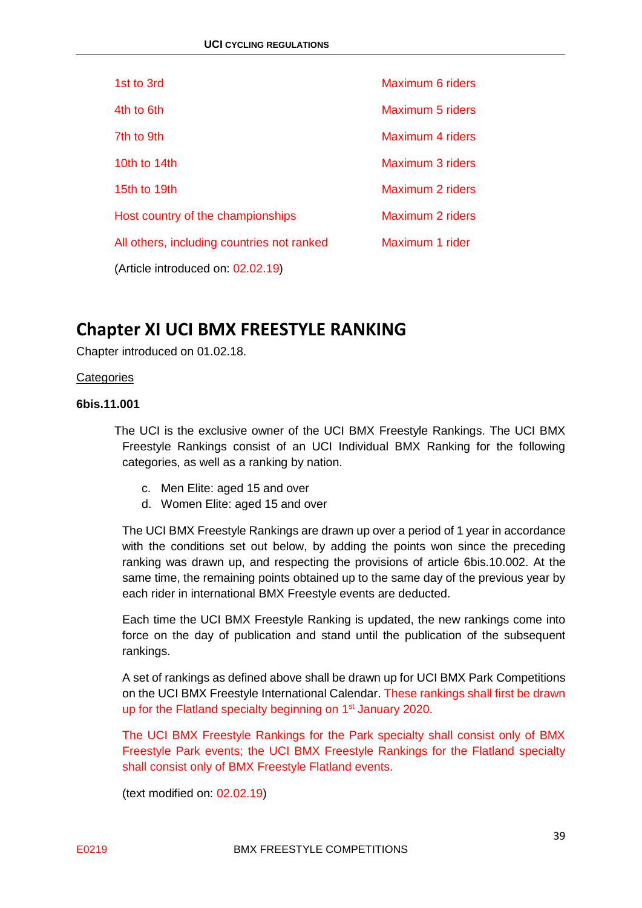| | |
|---|---|
| 1st to 3rd | Maximum 6 riders |
| 4th to 6th | Maximum 5 riders |
| 7th to 9th | Maximum 4 riders |
| 10th to 14th | Maximum 3 riders |
| 15th to 19th | Maximum 2 riders |
| Host country of the championships | Maximum 2 riders |
| All others, including countries not ranked | Maximum 1 rider |

(Article introduced on: 02.02.19)

# Chapter XI UCI BMX FREESTYLE RANKING

Chapter introduced on 01.02.18.

Categories

**6bis.11.001**

The UCI is the exclusive owner of the UCI BMX Freestyle Rankings. The UCI BMX Freestyle Rankings consist of an UCI Individual BMX Ranking for the following categories, as well as a ranking by nation.

c. Men Elite: aged 15 and over
d. Women Elite: aged 15 and over

The UCI BMX Freestyle Rankings are drawn up over a period of 1 year in accordance with the conditions set out below, by adding the points won since the preceding ranking was drawn up, and respecting the provisions of article 6bis.10.002. At the same time, the remaining points obtained up to the same day of the previous year by each rider in international BMX Freestyle events are deducted.

Each time the UCI BMX Freestyle Ranking is updated, the new rankings come into force on the day of publication and stand until the publication of the subsequent rankings.

A set of rankings as defined above shall be drawn up for UCI BMX Park Competitions on the UCI BMX Freestyle International Calendar. These rankings shall first be drawn up for the Flatland specialty beginning on 1st January 2020.

The UCI BMX Freestyle Rankings for the Park specialty shall consist only of BMX Freestyle Park events; the UCI BMX Freestyle Rankings for the Flatland specialty shall consist only of BMX Freestyle Flatland events.

(text modified on: 02.02.19)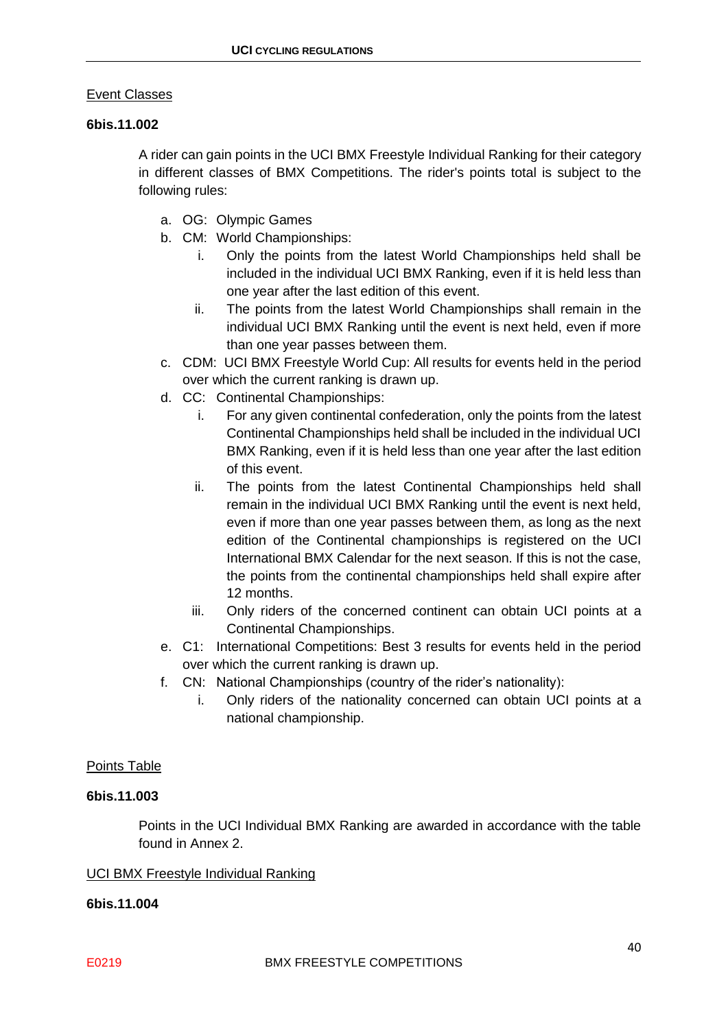Event Classes

**6bis.11.002**

A rider can gain points in the UCI BMX Freestyle Individual Ranking for their category in different classes of BMX Competitions. The rider's points total is subject to the following rules:

a. OG: Olympic Games
b. CM: World Championships:
    i. Only the points from the latest World Championships held shall be included in the individual UCI BMX Ranking, even if it is held less than one year after the last edition of this event.
    ii. The points from the latest World Championships shall remain in the individual UCI BMX Ranking until the event is next held, even if more than one year passes between them.
c. CDM: UCI BMX Freestyle World Cup: All results for events held in the period over which the current ranking is drawn up.
d. CC: Continental Championships:
    i. For any given continental confederation, only the points from the latest Continental Championships held shall be included in the individual UCI BMX Ranking, even if it is held less than one year after the last edition of this event.
    ii. The points from the latest Continental Championships held shall remain in the individual UCI BMX Ranking until the event is next held, even if more than one year passes between them, as long as the next edition of the Continental championships is registered on the UCI International BMX Calendar for the next season. If this is not the case, the points from the continental championships held shall expire after 12 months.
    iii. Only riders of the concerned continent can obtain UCI points at a Continental Championships.
e. C1: International Competitions: Best 3 results for events held in the period over which the current ranking is drawn up.
f. CN: National Championships (country of the rider's nationality):
    i. Only riders of the nationality concerned can obtain UCI points at a national championship.

Points Table

**6bis.11.003**

Points in the UCI Individual BMX Ranking are awarded in accordance with the table found in Annex 2.

UCI BMX Freestyle Individual Ranking

**6bis.11.004**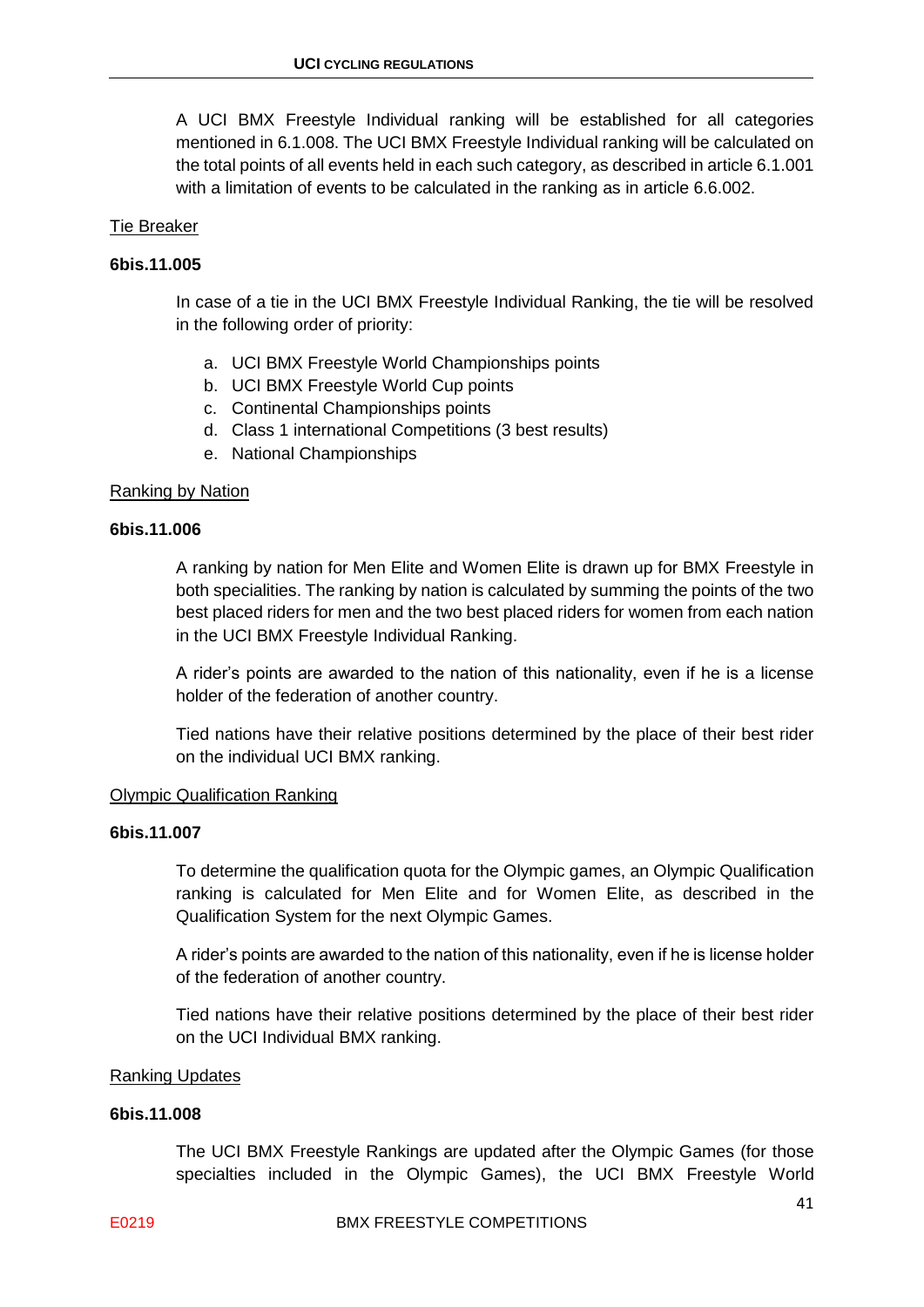A UCI BMX Freestyle Individual ranking will be established for all categories mentioned in 6.1.008. The UCI BMX Freestyle Individual ranking will be calculated on the total points of all events held in each such category, as described in article 6.1.001 with a limitation of events to be calculated in the ranking as in article 6.6.002.

Tie Breaker

**6bis.11.005**

In case of a tie in the UCI BMX Freestyle Individual Ranking, the tie will be resolved in the following order of priority:

a. UCI BMX Freestyle World Championships points
b. UCI BMX Freestyle World Cup points
c. Continental Championships points
d. Class 1 international Competitions (3 best results)
e. National Championships

Ranking by Nation

**6bis.11.006**

A ranking by nation for Men Elite and Women Elite is drawn up for BMX Freestyle in both specialities. The ranking by nation is calculated by summing the points of the two best placed riders for men and the two best placed riders for women from each nation in the UCI BMX Freestyle Individual Ranking.

A rider's points are awarded to the nation of this nationality, even if he is a license holder of the federation of another country.

Tied nations have their relative positions determined by the place of their best rider on the individual UCI BMX ranking.

Olympic Qualification Ranking

**6bis.11.007**

To determine the qualification quota for the Olympic games, an Olympic Qualification ranking is calculated for Men Elite and for Women Elite, as described in the Qualification System for the next Olympic Games.

A rider's points are awarded to the nation of this nationality, even if he is license holder of the federation of another country.

Tied nations have their relative positions determined by the place of their best rider on the UCI Individual BMX ranking.

Ranking Updates

**6bis.11.008**

The UCI BMX Freestyle Rankings are updated after the Olympic Games (for those specialties included in the Olympic Games), the UCI BMX Freestyle World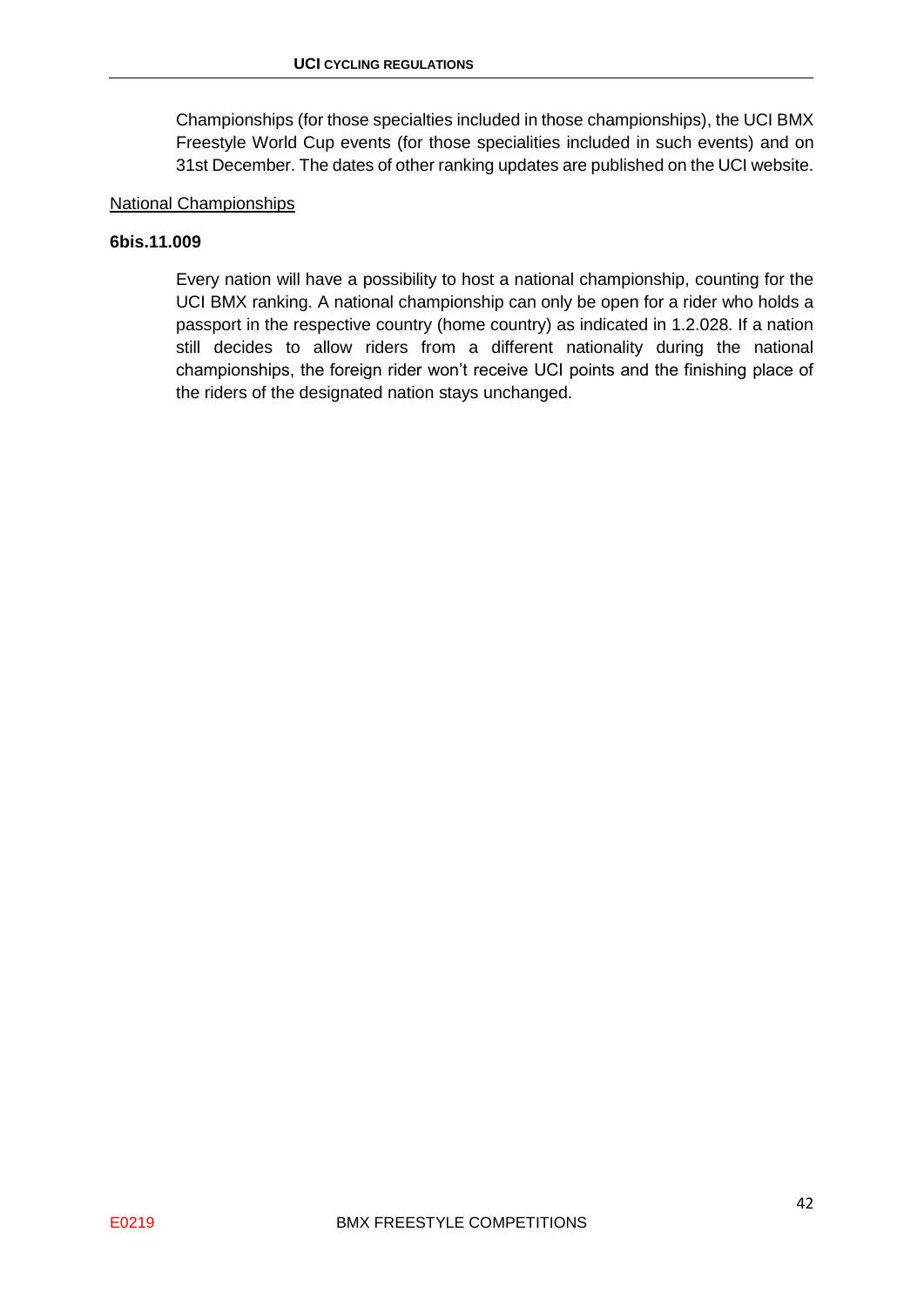Championships (for those specialties included in those championships), the UCI BMX Freestyle World Cup events (for those specialities included in such events) and on 31st December. The dates of other ranking updates are published on the UCI website.

National Championships

**6bis.11.009**

Every nation will have a possibility to host a national championship, counting for the UCI BMX ranking. A national championship can only be open for a rider who holds a passport in the respective country (home country) as indicated in 1.2.028. If a nation still decides to allow riders from a different nationality during the national championships, the foreign rider won't receive UCI points and the finishing place of the riders of the designated nation stays unchanged.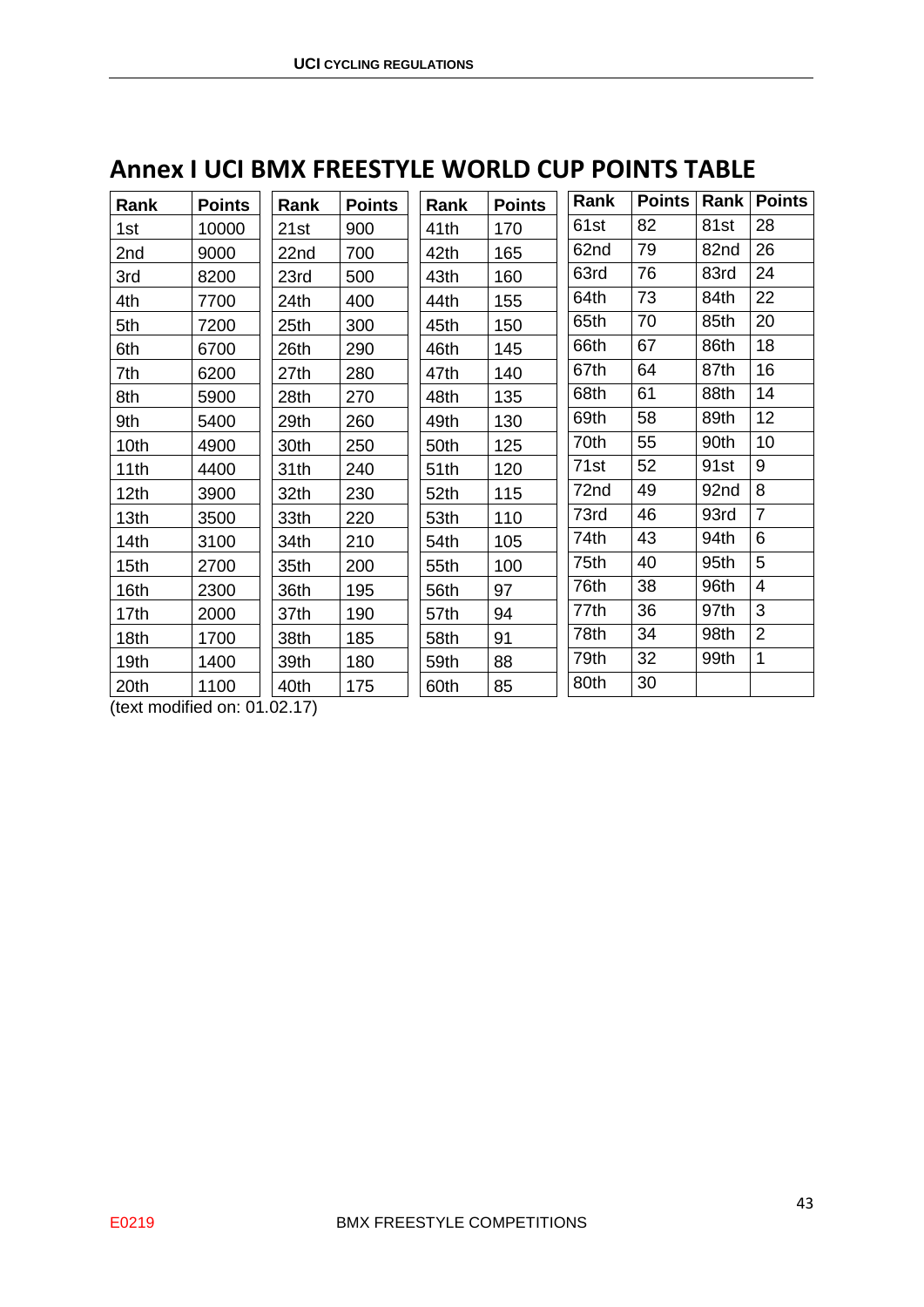# Annex I UCI BMX FREESTYLE WORLD CUP POINTS TABLE

| Rank | Points | Rank | Points | Rank | Points | Rank | Points | Rank | Points |
|---|---|---|---|---|---|---|---|---|---|
| 1st | 10000 | 21st | 900 | 41th | 170 | 61st | 82 | 81st | 28 |
| 2nd | 9000 | 22nd | 700 | 42th | 165 | 62nd | 79 | 82nd | 26 |
| 3rd | 8200 | 23rd | 500 | 43th | 160 | 63rd | 76 | 83rd | 24 |
| 4th | 7700 | 24th | 400 | 44th | 155 | 64th | 73 | 84th | 22 |
| 5th | 7200 | 25th | 300 | 45th | 150 | 65th | 70 | 85th | 20 |
| 6th | 6700 | 26th | 290 | 46th | 145 | 66th | 67 | 86th | 18 |
| 7th | 6200 | 27th | 280 | 47th | 140 | 67th | 64 | 87th | 16 |
| 8th | 5900 | 28th | 270 | 48th | 135 | 68th | 61 | 88th | 14 |
| 9th | 5400 | 29th | 260 | 49th | 130 | 69th | 58 | 89th | 12 |
| 10th | 4900 | 30th | 250 | 50th | 125 | 70th | 55 | 90th | 10 |
| 11th | 4400 | 31th | 240 | 51th | 120 | 71st | 52 | 91st | 9 |
| 12th | 3900 | 32th | 230 | 52th | 115 | 72nd | 49 | 92nd | 8 |
| 13th | 3500 | 33th | 220 | 53th | 110 | 73rd | 46 | 93rd | 7 |
| 14th | 3100 | 34th | 210 | 54th | 105 | 74th | 43 | 94th | 6 |
| 15th | 2700 | 35th | 200 | 55th | 100 | 75th | 40 | 95th | 5 |
| 16th | 2300 | 36th | 195 | 56th | 97 | 76th | 38 | 96th | 4 |
| 17th | 2000 | 37th | 190 | 57th | 94 | 77th | 36 | 97th | 3 |
| 18th | 1700 | 38th | 185 | 58th | 91 | 78th | 34 | 98th | 2 |
| 19th | 1400 | 39th | 180 | 59th | 88 | 79th | 32 | 99th | 1 |
| 20th | 1100 | 40th | 175 | 60th | 85 | 80th | 30 | | |

(text modified on: 01.02.17)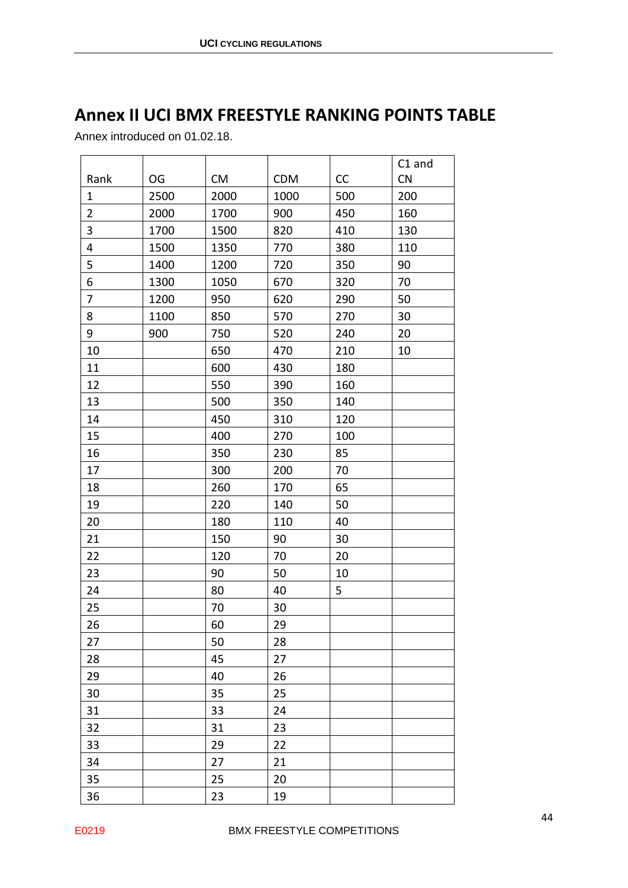# Annex II UCI BMX FREESTYLE RANKING POINTS TABLE

Annex introduced on 01.02.18.

| Rank | OG | CM | CDM | CC | C1 and CN |
|---|---|---|---|---|---|
| 1 | 2500 | 2000 | 1000 | 500 | 200 |
| 2 | 2000 | 1700 | 900 | 450 | 160 |
| 3 | 1700 | 1500 | 820 | 410 | 130 |
| 4 | 1500 | 1350 | 770 | 380 | 110 |
| 5 | 1400 | 1200 | 720 | 350 | 90 |
| 6 | 1300 | 1050 | 670 | 320 | 70 |
| 7 | 1200 | 950 | 620 | 290 | 50 |
| 8 | 1100 | 850 | 570 | 270 | 30 |
| 9 | 900 | 750 | 520 | 240 | 20 |
| 10 | | 650 | 470 | 210 | 10 |
| 11 | | 600 | 430 | 180 | |
| 12 | | 550 | 390 | 160 | |
| 13 | | 500 | 350 | 140 | |
| 14 | | 450 | 310 | 120 | |
| 15 | | 400 | 270 | 100 | |
| 16 | | 350 | 230 | 85 | |
| 17 | | 300 | 200 | 70 | |
| 18 | | 260 | 170 | 65 | |
| 19 | | 220 | 140 | 50 | |
| 20 | | 180 | 110 | 40 | |
| 21 | | 150 | 90 | 30 | |
| 22 | | 120 | 70 | 20 | |
| 23 | | 90 | 50 | 10 | |
| 24 | | 80 | 40 | 5 | |
| 25 | | 70 | 30 | | |
| 26 | | 60 | 29 | | |
| 27 | | 50 | 28 | | |
| 28 | | 45 | 27 | | |
| 29 | | 40 | 26 | | |
| 30 | | 35 | 25 | | |
| 31 | | 33 | 24 | | |
| 32 | | 31 | 23 | | |
| 33 | | 29 | 22 | | |
| 34 | | 27 | 21 | | |
| 35 | | 25 | 20 | | |
| 36 | | 23 | 19 | | |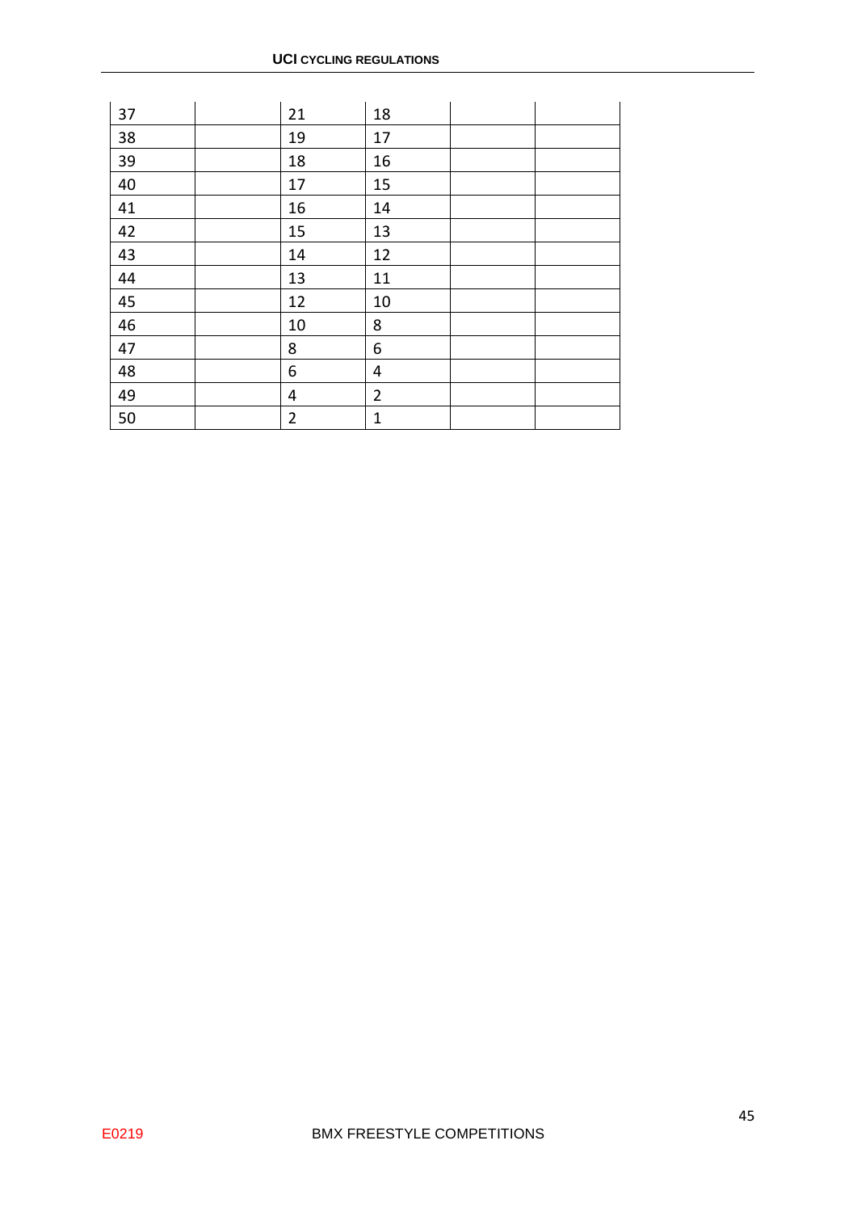| | | | | | |
|---|---|---|---|---|---|
| 37 | | 21 | 18 | | |
| 38 | | 19 | 17 | | |
| 39 | | 18 | 16 | | |
| 40 | | 17 | 15 | | |
| 41 | | 16 | 14 | | |
| 42 | | 15 | 13 | | |
| 43 | | 14 | 12 | | |
| 44 | | 13 | 11 | | |
| 45 | | 12 | 10 | | |
| 46 | | 10 | 8 | | |
| 47 | | 8 | 6 | | |
| 48 | | 6 | 4 | | |
| 49 | | 4 | 2 | | |
| 50 | | 2 | 1 | | |